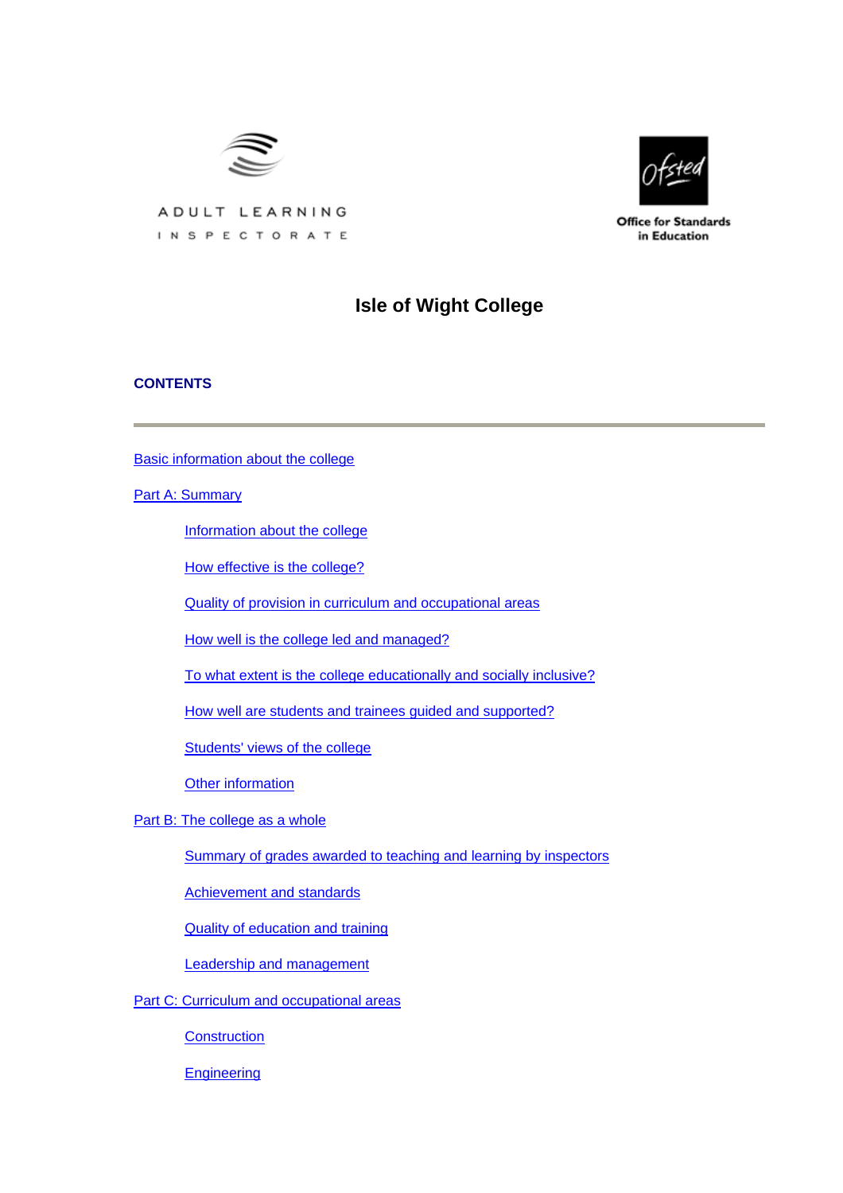ADULT LEARNING INSPECTORATE

Office for Standards in Education

# Isle of Wight College

## CONTENTS

---

Basic information about the college

Part A: Summary

- Information about the college
- How effective is the college?
- Quality of provision in curriculum and occupational areas
- How well is the college led and managed?
- To what extent is the college educationally and socially inclusive?
- How well are students and trainees guided and supported?
- Students' views of the college
- Other information

Part B: The college as a whole

- Summary of grades awarded to teaching and learning by inspectors
- Achievement and standards
- Quality of education and training
- Leadership and management

Part C: Curriculum and occupational areas

- Construction
- Engineering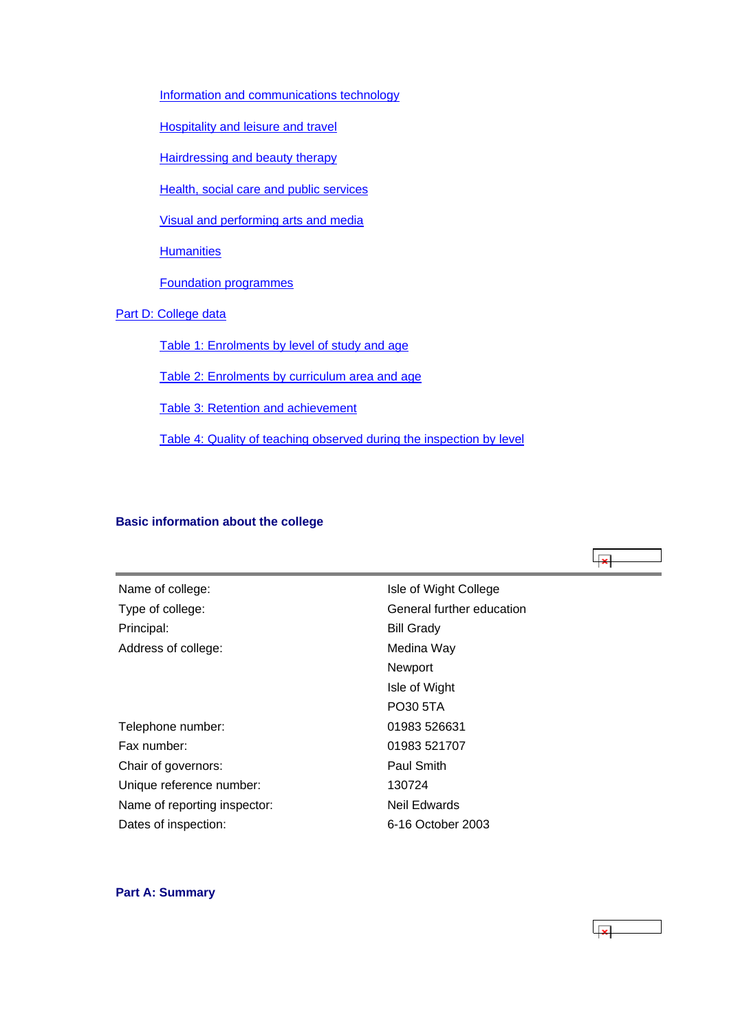- Information and communications technology
- Hospitality and leisure and travel
- Hairdressing and beauty therapy
- Health, social care and public services
- Visual and performing arts and media
- Humanities
- Foundation programmes

Part D: College data

- Table 1: Enrolments by level of study and age
- Table 2: Enrolments by curriculum area and age
- Table 3: Retention and achievement
- Table 4: Quality of teaching observed during the inspection by level

## Basic information about the college

| | |
|---|---|
| Name of college: | Isle of Wight College |
| Type of college: | General further education |
| Principal: | Bill Grady |
| Address of college: | Medina Way |
| | Newport |
| | Isle of Wight |
| | PO30 5TA |
| Telephone number: | 01983 526631 |
| Fax number: | 01983 521707 |
| Chair of governors: | Paul Smith |
| Unique reference number: | 130724 |
| Name of reporting inspector: | Neil Edwards |
| Dates of inspection: | 6-16 October 2003 |

## Part A: Summary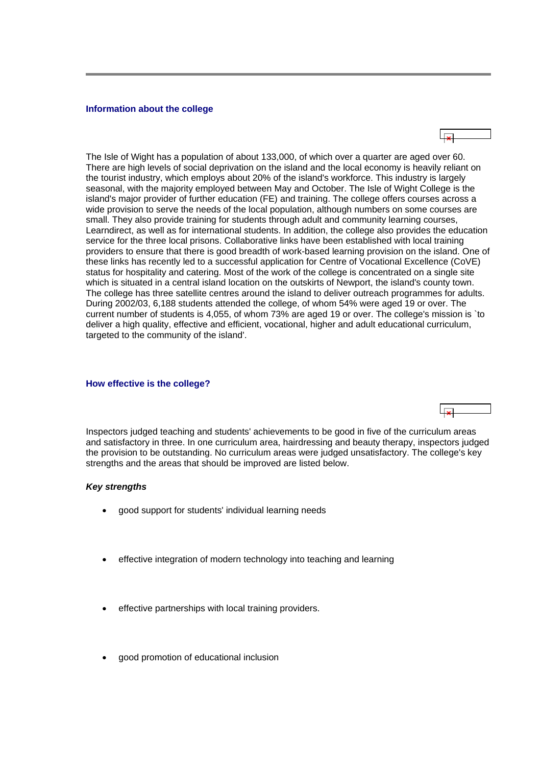### Information about the college

The Isle of Wight has a population of about 133,000, of which over a quarter are aged over 60. There are high levels of social deprivation on the island and the local economy is heavily reliant on the tourist industry, which employs about 20% of the island's workforce. This industry is largely seasonal, with the majority employed between May and October. The Isle of Wight College is the island's major provider of further education (FE) and training. The college offers courses across a wide provision to serve the needs of the local population, although numbers on some courses are small. They also provide training for students through adult and community learning courses, Learndirect, as well as for international students. In addition, the college also provides the education service for the three local prisons. Collaborative links have been established with local training providers to ensure that there is good breadth of work-based learning provision on the island. One of these links has recently led to a successful application for Centre of Vocational Excellence (CoVE) status for hospitality and catering. Most of the work of the college is concentrated on a single site which is situated in a central island location on the outskirts of Newport, the island's county town. The college has three satellite centres around the island to deliver outreach programmes for adults. During 2002/03, 6,188 students attended the college, of whom 54% were aged 19 or over. The current number of students is 4,055, of whom 73% are aged 19 or over. The college's mission is `to deliver a high quality, effective and efficient, vocational, higher and adult educational curriculum, targeted to the community of the island'.

### How effective is the college?

Inspectors judged teaching and students' achievements to be good in five of the curriculum areas and satisfactory in three. In one curriculum area, hairdressing and beauty therapy, inspectors judged the provision to be outstanding. No curriculum areas were judged unsatisfactory. The college's key strengths and the areas that should be improved are listed below.

***Key strengths***

- good support for students' individual learning needs
- effective integration of modern technology into teaching and learning
- effective partnerships with local training providers.
- good promotion of educational inclusion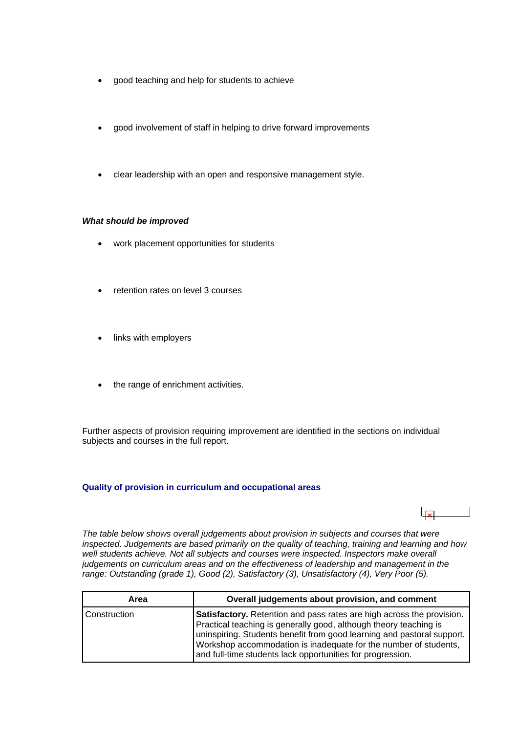- good teaching and help for students to achieve
- good involvement of staff in helping to drive forward improvements
- clear leadership with an open and responsive management style.

***What should be improved***

- work placement opportunities for students
- retention rates on level 3 courses
- links with employers
- the range of enrichment activities.

Further aspects of provision requiring improvement are identified in the sections on individual subjects and courses in the full report.

### Quality of provision in curriculum and occupational areas

*The table below shows overall judgements about provision in subjects and courses that were inspected. Judgements are based primarily on the quality of teaching, training and learning and how well students achieve. Not all subjects and courses were inspected. Inspectors make overall judgements on curriculum areas and on the effectiveness of leadership and management in the range: Outstanding (grade 1), Good (2), Satisfactory (3), Unsatisfactory (4), Very Poor (5).*

| Area | Overall judgements about provision, and comment |
|---|---|
| Construction | **Satisfactory.** Retention and pass rates are high across the provision. Practical teaching is generally good, although theory teaching is uninspiring. Students benefit from good learning and pastoral support. Workshop accommodation is inadequate for the number of students, and full-time students lack opportunities for progression. |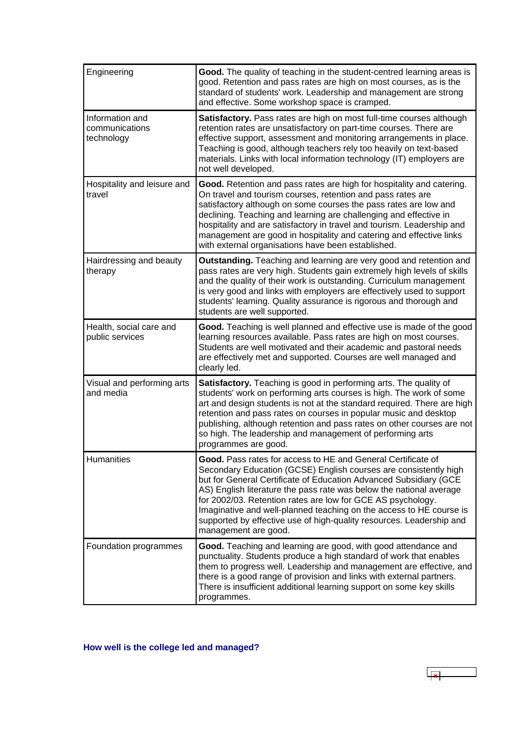| | |
|---|---|
| Engineering | **Good.** The quality of teaching in the student-centred learning areas is good. Retention and pass rates are high on most courses, as is the standard of students' work. Leadership and management are strong and effective. Some workshop space is cramped. |
| Information and communications technology | **Satisfactory.** Pass rates are high on most full-time courses although retention rates are unsatisfactory on part-time courses. There are effective support, assessment and monitoring arrangements in place. Teaching is good, although teachers rely too heavily on text-based materials. Links with local information technology (IT) employers are not well developed. |
| Hospitality and leisure and travel | **Good.** Retention and pass rates are high for hospitality and catering. On travel and tourism courses, retention and pass rates are satisfactory although on some courses the pass rates are low and declining. Teaching and learning are challenging and effective in hospitality and are satisfactory in travel and tourism. Leadership and management are good in hospitality and catering and effective links with external organisations have been established. |
| Hairdressing and beauty therapy | **Outstanding.** Teaching and learning are very good and retention and pass rates are very high. Students gain extremely high levels of skills and the quality of their work is outstanding. Curriculum management is very good and links with employers are effectively used to support students' learning. Quality assurance is rigorous and thorough and students are well supported. |
| Health, social care and public services | **Good.** Teaching is well planned and effective use is made of the good learning resources available. Pass rates are high on most courses. Students are well motivated and their academic and pastoral needs are effectively met and supported. Courses are well managed and clearly led. |
| Visual and performing arts and media | **Satisfactory.** Teaching is good in performing arts. The quality of students' work on performing arts courses is high. The work of some art and design students is not at the standard required. There are high retention and pass rates on courses in popular music and desktop publishing, although retention and pass rates on other courses are not so high. The leadership and management of performing arts programmes are good. |
| Humanities | **Good.** Pass rates for access to HE and General Certificate of Secondary Education (GCSE) English courses are consistently high but for General Certificate of Education Advanced Subsidiary (GCE AS) English literature the pass rate was below the national average for 2002/03. Retention rates are low for GCE AS psychology. Imaginative and well-planned teaching on the access to HE course is supported by effective use of high-quality resources. Leadership and management are good. |
| Foundation programmes | **Good.** Teaching and learning are good, with good attendance and punctuality. Students produce a high standard of work that enables them to progress well. Leadership and management are effective, and there is a good range of provision and links with external partners. There is insufficient additional learning support on some key skills programmes. |

### How well is the college led and managed?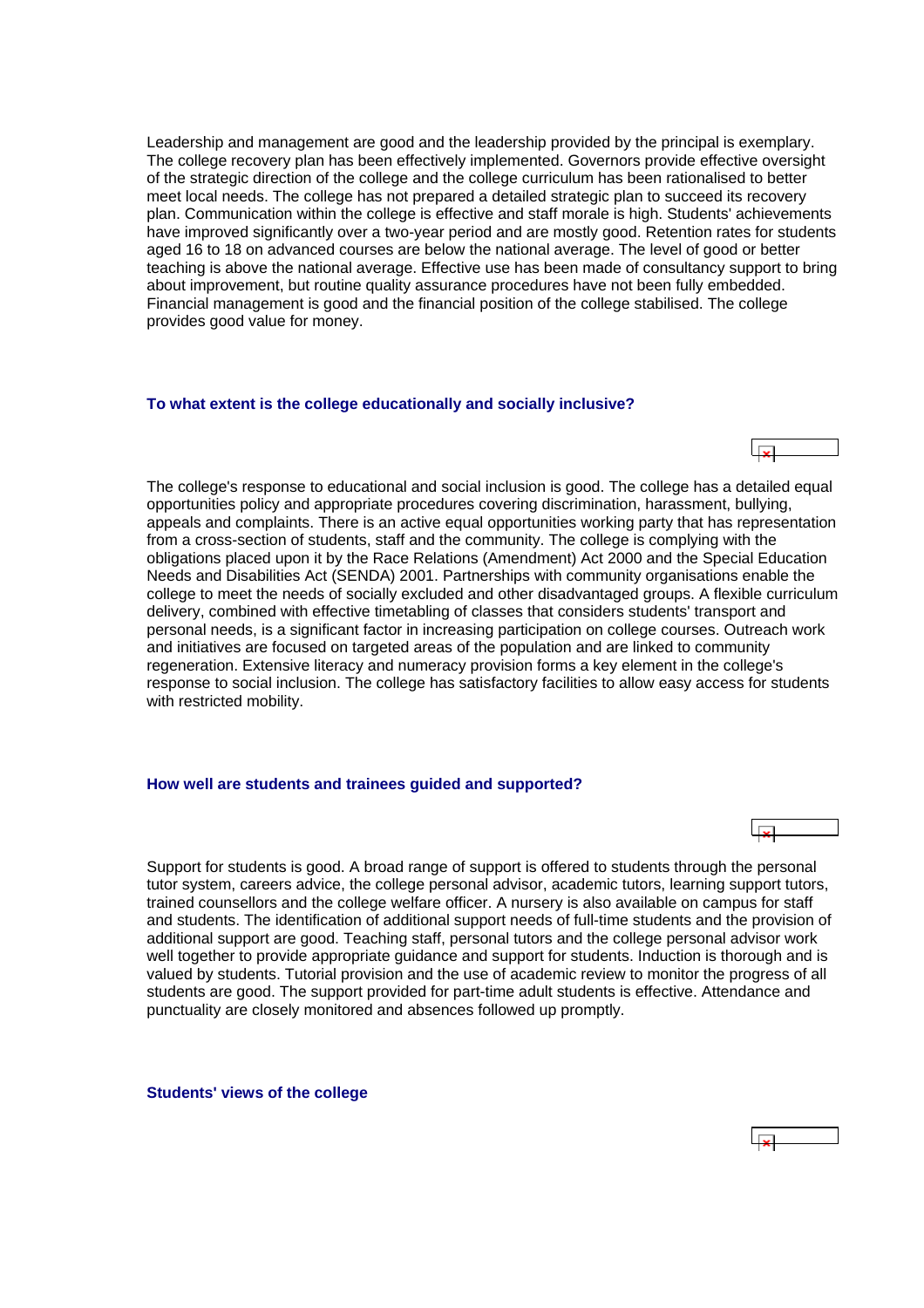Leadership and management are good and the leadership provided by the principal is exemplary. The college recovery plan has been effectively implemented. Governors provide effective oversight of the strategic direction of the college and the college curriculum has been rationalised to better meet local needs. The college has not prepared a detailed strategic plan to succeed its recovery plan. Communication within the college is effective and staff morale is high. Students' achievements have improved significantly over a two-year period and are mostly good. Retention rates for students aged 16 to 18 on advanced courses are below the national average. The level of good or better teaching is above the national average. Effective use has been made of consultancy support to bring about improvement, but routine quality assurance procedures have not been fully embedded. Financial management is good and the financial position of the college stabilised. The college provides good value for money.

### To what extent is the college educationally and socially inclusive?

The college's response to educational and social inclusion is good. The college has a detailed equal opportunities policy and appropriate procedures covering discrimination, harassment, bullying, appeals and complaints. There is an active equal opportunities working party that has representation from a cross-section of students, staff and the community. The college is complying with the obligations placed upon it by the Race Relations (Amendment) Act 2000 and the Special Education Needs and Disabilities Act (SENDA) 2001. Partnerships with community organisations enable the college to meet the needs of socially excluded and other disadvantaged groups. A flexible curriculum delivery, combined with effective timetabling of classes that considers students' transport and personal needs, is a significant factor in increasing participation on college courses. Outreach work and initiatives are focused on targeted areas of the population and are linked to community regeneration. Extensive literacy and numeracy provision forms a key element in the college's response to social inclusion. The college has satisfactory facilities to allow easy access for students with restricted mobility.

### How well are students and trainees guided and supported?

Support for students is good. A broad range of support is offered to students through the personal tutor system, careers advice, the college personal advisor, academic tutors, learning support tutors, trained counsellors and the college welfare officer. A nursery is also available on campus for staff and students. The identification of additional support needs of full-time students and the provision of additional support are good. Teaching staff, personal tutors and the college personal advisor work well together to provide appropriate guidance and support for students. Induction is thorough and is valued by students. Tutorial provision and the use of academic review to monitor the progress of all students are good. The support provided for part-time adult students is effective. Attendance and punctuality are closely monitored and absences followed up promptly.

### Students' views of the college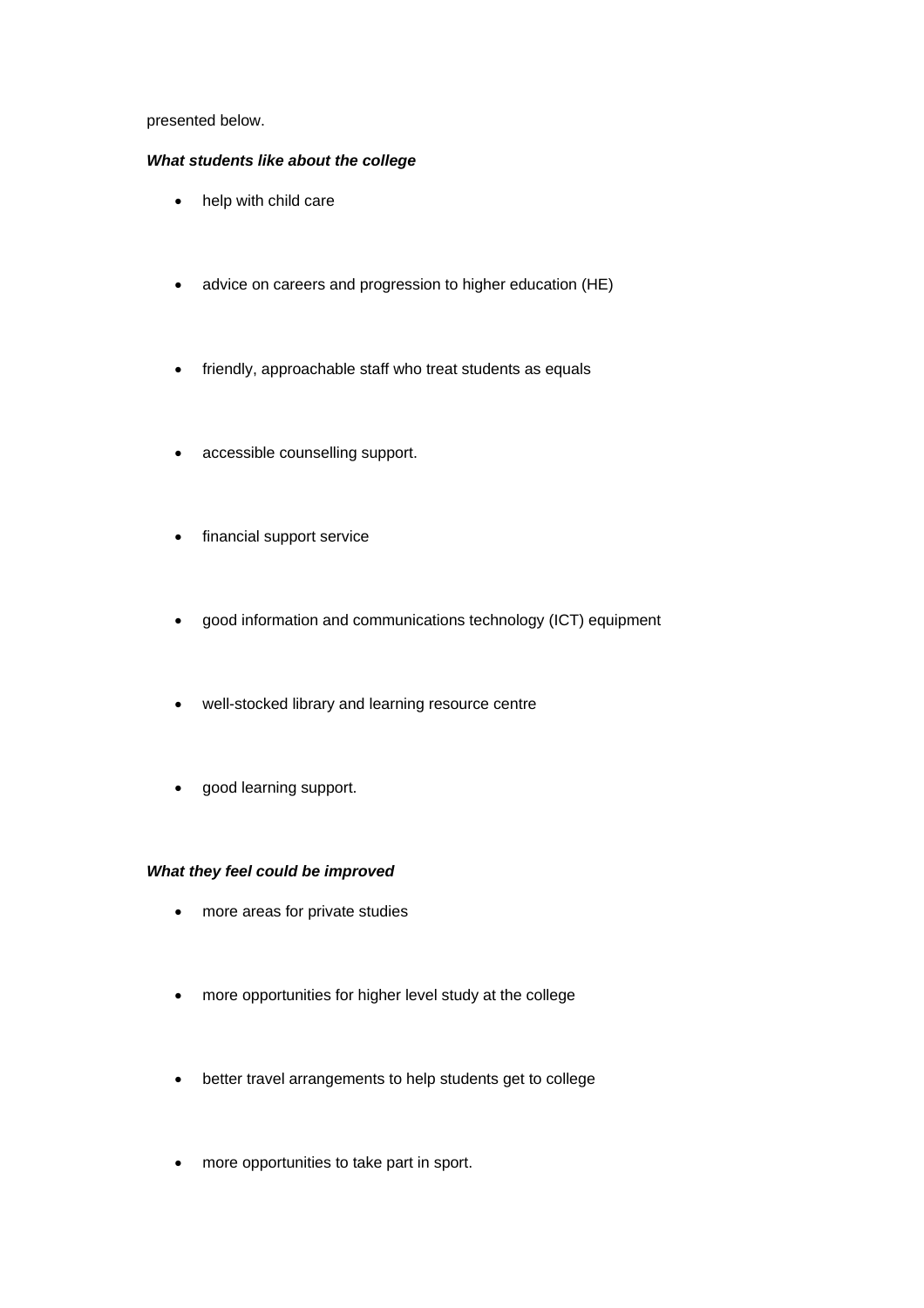presented below.

***What students like about the college***

- help with child care
- advice on careers and progression to higher education (HE)
- friendly, approachable staff who treat students as equals
- accessible counselling support.
- financial support service
- good information and communications technology (ICT) equipment
- well-stocked library and learning resource centre
- good learning support.

***What they feel could be improved***

- more areas for private studies
- more opportunities for higher level study at the college
- better travel arrangements to help students get to college
- more opportunities to take part in sport.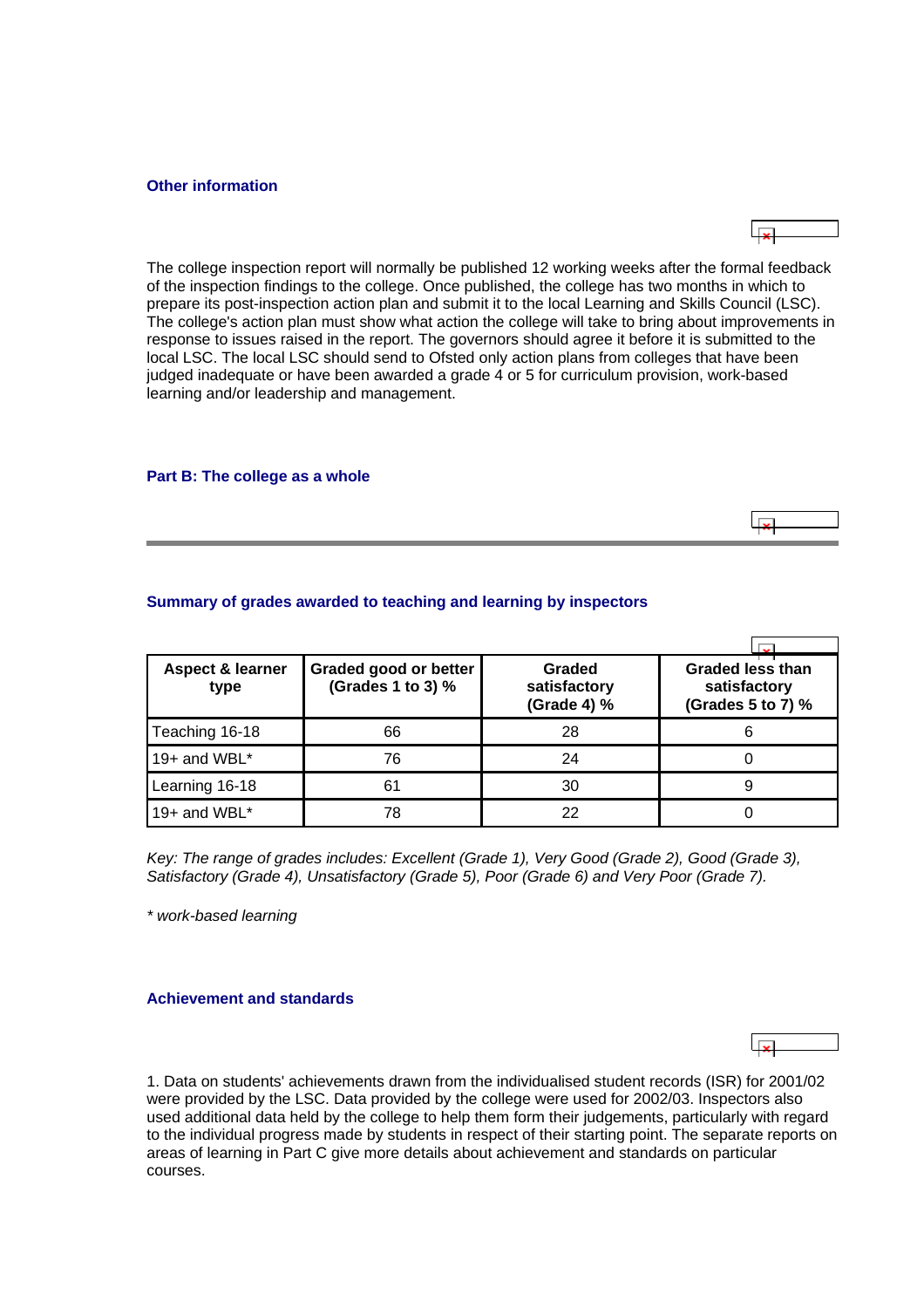### Other information

The college inspection report will normally be published 12 working weeks after the formal feedback of the inspection findings to the college. Once published, the college has two months in which to prepare its post-inspection action plan and submit it to the local Learning and Skills Council (LSC). The college's action plan must show what action the college will take to bring about improvements in response to issues raised in the report. The governors should agree it before it is submitted to the local LSC. The local LSC should send to Ofsted only action plans from colleges that have been judged inadequate or have been awarded a grade 4 or 5 for curriculum provision, work-based learning and/or leadership and management.

### Part B: The college as a whole

### Summary of grades awarded to teaching and learning by inspectors

| Aspect & learner type | Graded good or better (Grades 1 to 3) % | Graded satisfactory (Grade 4) % | Graded less than satisfactory (Grades 5 to 7) % |
|---|---|---|---|
| Teaching 16-18 | 66 | 28 | 6 |
| 19+ and WBL* | 76 | 24 | 0 |
| Learning 16-18 | 61 | 30 | 9 |
| 19+ and WBL* | 78 | 22 | 0 |

*Key: The range of grades includes: Excellent (Grade 1), Very Good (Grade 2), Good (Grade 3), Satisfactory (Grade 4), Unsatisfactory (Grade 5), Poor (Grade 6) and Very Poor (Grade 7).*

*\* work-based learning*

### Achievement and standards

1. Data on students' achievements drawn from the individualised student records (ISR) for 2001/02 were provided by the LSC. Data provided by the college were used for 2002/03. Inspectors also used additional data held by the college to help them form their judgements, particularly with regard to the individual progress made by students in respect of their starting point. The separate reports on areas of learning in Part C give more details about achievement and standards on particular courses.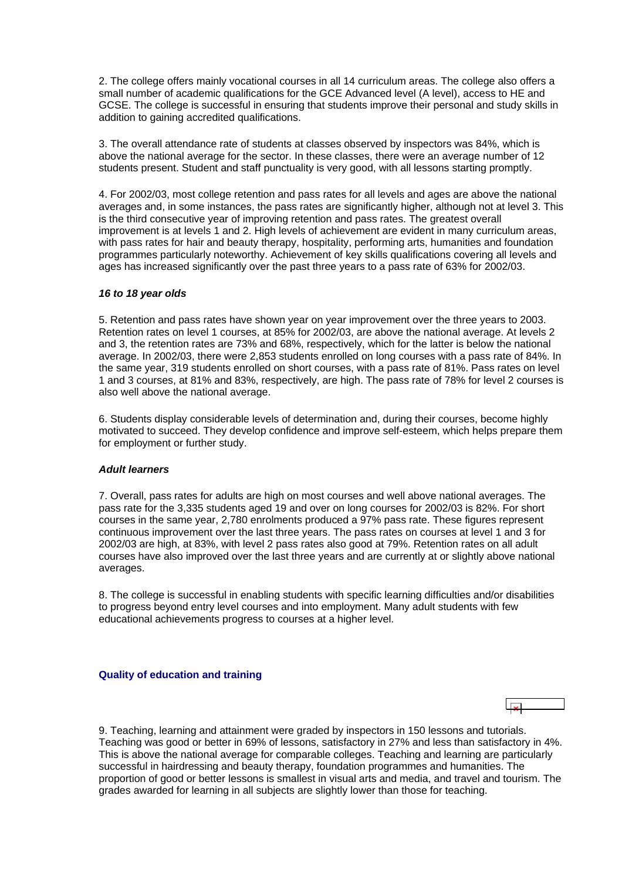2. The college offers mainly vocational courses in all 14 curriculum areas. The college also offers a small number of academic qualifications for the GCE Advanced level (A level), access to HE and GCSE. The college is successful in ensuring that students improve their personal and study skills in addition to gaining accredited qualifications.

3. The overall attendance rate of students at classes observed by inspectors was 84%, which is above the national average for the sector. In these classes, there were an average number of 12 students present. Student and staff punctuality is very good, with all lessons starting promptly.

4. For 2002/03, most college retention and pass rates for all levels and ages are above the national averages and, in some instances, the pass rates are significantly higher, although not at level 3. This is the third consecutive year of improving retention and pass rates. The greatest overall improvement is at levels 1 and 2. High levels of achievement are evident in many curriculum areas, with pass rates for hair and beauty therapy, hospitality, performing arts, humanities and foundation programmes particularly noteworthy. Achievement of key skills qualifications covering all levels and ages has increased significantly over the past three years to a pass rate of 63% for 2002/03.

### *16 to 18 year olds*

5. Retention and pass rates have shown year on year improvement over the three years to 2003. Retention rates on level 1 courses, at 85% for 2002/03, are above the national average. At levels 2 and 3, the retention rates are 73% and 68%, respectively, which for the latter is below the national average. In 2002/03, there were 2,853 students enrolled on long courses with a pass rate of 84%. In the same year, 319 students enrolled on short courses, with a pass rate of 81%. Pass rates on level 1 and 3 courses, at 81% and 83%, respectively, are high. The pass rate of 78% for level 2 courses is also well above the national average.

6. Students display considerable levels of determination and, during their courses, become highly motivated to succeed. They develop confidence and improve self-esteem, which helps prepare them for employment or further study.

### *Adult learners*

7. Overall, pass rates for adults are high on most courses and well above national averages. The pass rate for the 3,335 students aged 19 and over on long courses for 2002/03 is 82%. For short courses in the same year, 2,780 enrolments produced a 97% pass rate. These figures represent continuous improvement over the last three years. The pass rates on courses at level 1 and 3 for 2002/03 are high, at 83%, with level 2 pass rates also good at 79%. Retention rates on all adult courses have also improved over the last three years and are currently at or slightly above national averages.

8. The college is successful in enabling students with specific learning difficulties and/or disabilities to progress beyond entry level courses and into employment. Many adult students with few educational achievements progress to courses at a higher level.

## Quality of education and training

9. Teaching, learning and attainment were graded by inspectors in 150 lessons and tutorials. Teaching was good or better in 69% of lessons, satisfactory in 27% and less than satisfactory in 4%. This is above the national average for comparable colleges. Teaching and learning are particularly successful in hairdressing and beauty therapy, foundation programmes and humanities. The proportion of good or better lessons is smallest in visual arts and media, and travel and tourism. The grades awarded for learning in all subjects are slightly lower than those for teaching.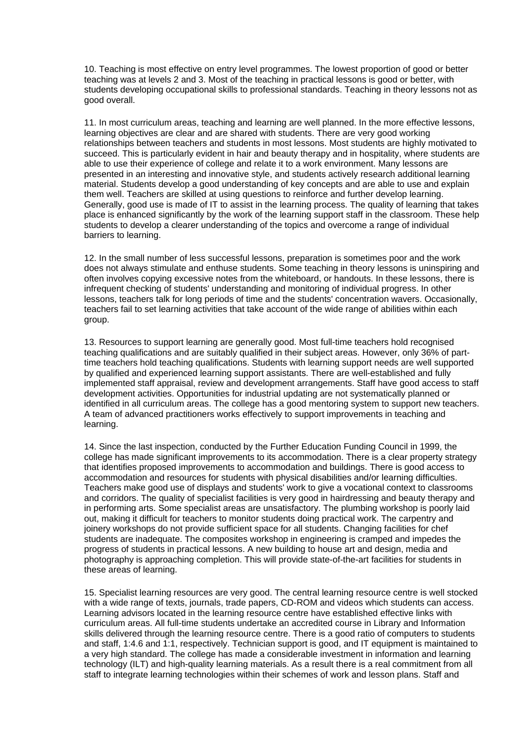10. Teaching is most effective on entry level programmes. The lowest proportion of good or better teaching was at levels 2 and 3. Most of the teaching in practical lessons is good or better, with students developing occupational skills to professional standards. Teaching in theory lessons not as good overall.

11. In most curriculum areas, teaching and learning are well planned. In the more effective lessons, learning objectives are clear and are shared with students. There are very good working relationships between teachers and students in most lessons. Most students are highly motivated to succeed. This is particularly evident in hair and beauty therapy and in hospitality, where students are able to use their experience of college and relate it to a work environment. Many lessons are presented in an interesting and innovative style, and students actively research additional learning material. Students develop a good understanding of key concepts and are able to use and explain them well. Teachers are skilled at using questions to reinforce and further develop learning. Generally, good use is made of IT to assist in the learning process. The quality of learning that takes place is enhanced significantly by the work of the learning support staff in the classroom. These help students to develop a clearer understanding of the topics and overcome a range of individual barriers to learning.

12. In the small number of less successful lessons, preparation is sometimes poor and the work does not always stimulate and enthuse students. Some teaching in theory lessons is uninspiring and often involves copying excessive notes from the whiteboard, or handouts. In these lessons, there is infrequent checking of students' understanding and monitoring of individual progress. In other lessons, teachers talk for long periods of time and the students' concentration wavers. Occasionally, teachers fail to set learning activities that take account of the wide range of abilities within each group.

13. Resources to support learning are generally good. Most full-time teachers hold recognised teaching qualifications and are suitably qualified in their subject areas. However, only 36% of part-time teachers hold teaching qualifications. Students with learning support needs are well supported by qualified and experienced learning support assistants. There are well-established and fully implemented staff appraisal, review and development arrangements. Staff have good access to staff development activities. Opportunities for industrial updating are not systematically planned or identified in all curriculum areas. The college has a good mentoring system to support new teachers. A team of advanced practitioners works effectively to support improvements in teaching and learning.

14. Since the last inspection, conducted by the Further Education Funding Council in 1999, the college has made significant improvements to its accommodation. There is a clear property strategy that identifies proposed improvements to accommodation and buildings. There is good access to accommodation and resources for students with physical disabilities and/or learning difficulties. Teachers make good use of displays and students' work to give a vocational context to classrooms and corridors. The quality of specialist facilities is very good in hairdressing and beauty therapy and in performing arts. Some specialist areas are unsatisfactory. The plumbing workshop is poorly laid out, making it difficult for teachers to monitor students doing practical work. The carpentry and joinery workshops do not provide sufficient space for all students. Changing facilities for chef students are inadequate. The composites workshop in engineering is cramped and impedes the progress of students in practical lessons. A new building to house art and design, media and photography is approaching completion. This will provide state-of-the-art facilities for students in these areas of learning.

15. Specialist learning resources are very good. The central learning resource centre is well stocked with a wide range of texts, journals, trade papers, CD-ROM and videos which students can access. Learning advisors located in the learning resource centre have established effective links with curriculum areas. All full-time students undertake an accredited course in Library and Information skills delivered through the learning resource centre. There is a good ratio of computers to students and staff, 1:4.6 and 1:1, respectively. Technician support is good, and IT equipment is maintained to a very high standard. The college has made a considerable investment in information and learning technology (ILT) and high-quality learning materials. As a result there is a real commitment from all staff to integrate learning technologies within their schemes of work and lesson plans. Staff and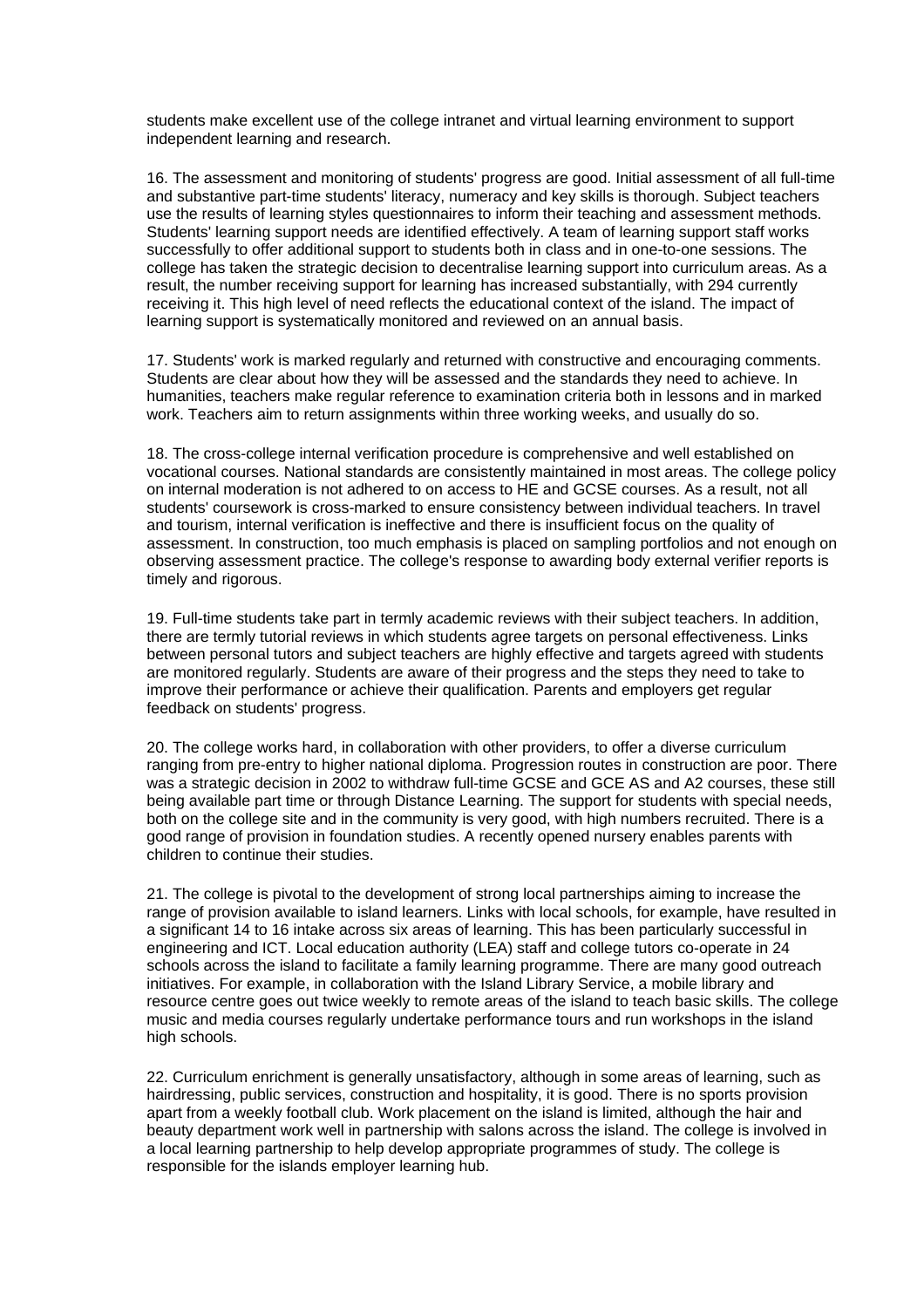students make excellent use of the college intranet and virtual learning environment to support independent learning and research.

16. The assessment and monitoring of students' progress are good. Initial assessment of all full-time and substantive part-time students' literacy, numeracy and key skills is thorough. Subject teachers use the results of learning styles questionnaires to inform their teaching and assessment methods. Students' learning support needs are identified effectively. A team of learning support staff works successfully to offer additional support to students both in class and in one-to-one sessions. The college has taken the strategic decision to decentralise learning support into curriculum areas. As a result, the number receiving support for learning has increased substantially, with 294 currently receiving it. This high level of need reflects the educational context of the island. The impact of learning support is systematically monitored and reviewed on an annual basis.

17. Students' work is marked regularly and returned with constructive and encouraging comments. Students are clear about how they will be assessed and the standards they need to achieve. In humanities, teachers make regular reference to examination criteria both in lessons and in marked work. Teachers aim to return assignments within three working weeks, and usually do so.

18. The cross-college internal verification procedure is comprehensive and well established on vocational courses. National standards are consistently maintained in most areas. The college policy on internal moderation is not adhered to on access to HE and GCSE courses. As a result, not all students' coursework is cross-marked to ensure consistency between individual teachers. In travel and tourism, internal verification is ineffective and there is insufficient focus on the quality of assessment. In construction, too much emphasis is placed on sampling portfolios and not enough on observing assessment practice. The college's response to awarding body external verifier reports is timely and rigorous.

19. Full-time students take part in termly academic reviews with their subject teachers. In addition, there are termly tutorial reviews in which students agree targets on personal effectiveness. Links between personal tutors and subject teachers are highly effective and targets agreed with students are monitored regularly. Students are aware of their progress and the steps they need to take to improve their performance or achieve their qualification. Parents and employers get regular feedback on students' progress.

20. The college works hard, in collaboration with other providers, to offer a diverse curriculum ranging from pre-entry to higher national diploma. Progression routes in construction are poor. There was a strategic decision in 2002 to withdraw full-time GCSE and GCE AS and A2 courses, these still being available part time or through Distance Learning. The support for students with special needs, both on the college site and in the community is very good, with high numbers recruited. There is a good range of provision in foundation studies. A recently opened nursery enables parents with children to continue their studies.

21. The college is pivotal to the development of strong local partnerships aiming to increase the range of provision available to island learners. Links with local schools, for example, have resulted in a significant 14 to 16 intake across six areas of learning. This has been particularly successful in engineering and ICT. Local education authority (LEA) staff and college tutors co-operate in 24 schools across the island to facilitate a family learning programme. There are many good outreach initiatives. For example, in collaboration with the Island Library Service, a mobile library and resource centre goes out twice weekly to remote areas of the island to teach basic skills. The college music and media courses regularly undertake performance tours and run workshops in the island high schools.

22. Curriculum enrichment is generally unsatisfactory, although in some areas of learning, such as hairdressing, public services, construction and hospitality, it is good. There is no sports provision apart from a weekly football club. Work placement on the island is limited, although the hair and beauty department work well in partnership with salons across the island. The college is involved in a local learning partnership to help develop appropriate programmes of study. The college is responsible for the islands employer learning hub.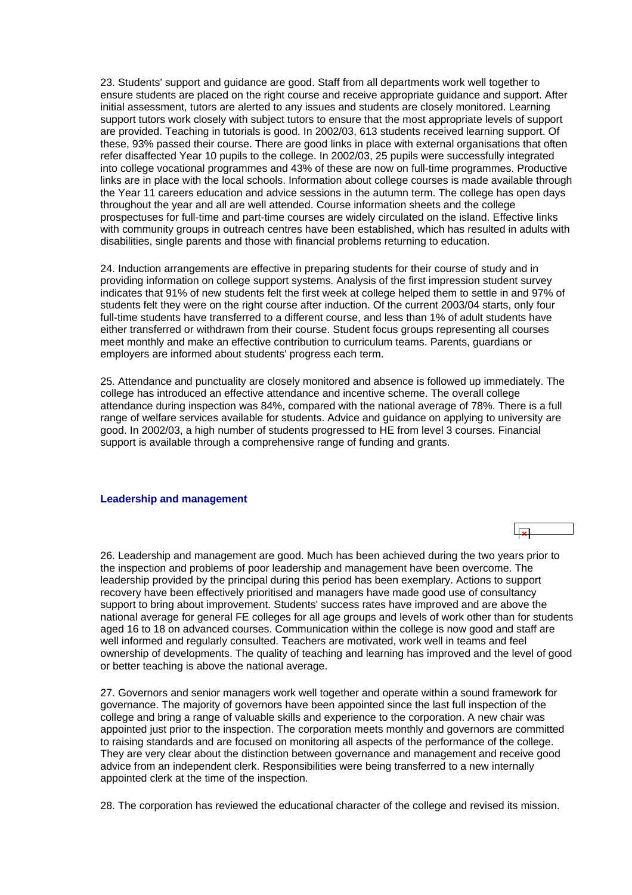23. Students' support and guidance are good. Staff from all departments work well together to ensure students are placed on the right course and receive appropriate guidance and support. After initial assessment, tutors are alerted to any issues and students are closely monitored. Learning support tutors work closely with subject tutors to ensure that the most appropriate levels of support are provided. Teaching in tutorials is good. In 2002/03, 613 students received learning support. Of these, 93% passed their course. There are good links in place with external organisations that often refer disaffected Year 10 pupils to the college. In 2002/03, 25 pupils were successfully integrated into college vocational programmes and 43% of these are now on full-time programmes. Productive links are in place with the local schools. Information about college courses is made available through the Year 11 careers education and advice sessions in the autumn term. The college has open days throughout the year and all are well attended. Course information sheets and the college prospectuses for full-time and part-time courses are widely circulated on the island. Effective links with community groups in outreach centres have been established, which has resulted in adults with disabilities, single parents and those with financial problems returning to education.

24. Induction arrangements are effective in preparing students for their course of study and in providing information on college support systems. Analysis of the first impression student survey indicates that 91% of new students felt the first week at college helped them to settle in and 97% of students felt they were on the right course after induction. Of the current 2003/04 starts, only four full-time students have transferred to a different course, and less than 1% of adult students have either transferred or withdrawn from their course. Student focus groups representing all courses meet monthly and make an effective contribution to curriculum teams. Parents, guardians or employers are informed about students' progress each term.

25. Attendance and punctuality are closely monitored and absence is followed up immediately. The college has introduced an effective attendance and incentive scheme. The overall college attendance during inspection was 84%, compared with the national average of 78%. There is a full range of welfare services available for students. Advice and guidance on applying to university are good. In 2002/03, a high number of students progressed to HE from level 3 courses. Financial support is available through a comprehensive range of funding and grants.

### Leadership and management

26. Leadership and management are good. Much has been achieved during the two years prior to the inspection and problems of poor leadership and management have been overcome. The leadership provided by the principal during this period has been exemplary. Actions to support recovery have been effectively prioritised and managers have made good use of consultancy support to bring about improvement. Students' success rates have improved and are above the national average for general FE colleges for all age groups and levels of work other than for students aged 16 to 18 on advanced courses. Communication within the college is now good and staff are well informed and regularly consulted. Teachers are motivated, work well in teams and feel ownership of developments. The quality of teaching and learning has improved and the level of good or better teaching is above the national average.

27. Governors and senior managers work well together and operate within a sound framework for governance. The majority of governors have been appointed since the last full inspection of the college and bring a range of valuable skills and experience to the corporation. A new chair was appointed just prior to the inspection. The corporation meets monthly and governors are committed to raising standards and are focused on monitoring all aspects of the performance of the college. They are very clear about the distinction between governance and management and receive good advice from an independent clerk. Responsibilities were being transferred to a new internally appointed clerk at the time of the inspection.

28. The corporation has reviewed the educational character of the college and revised its mission.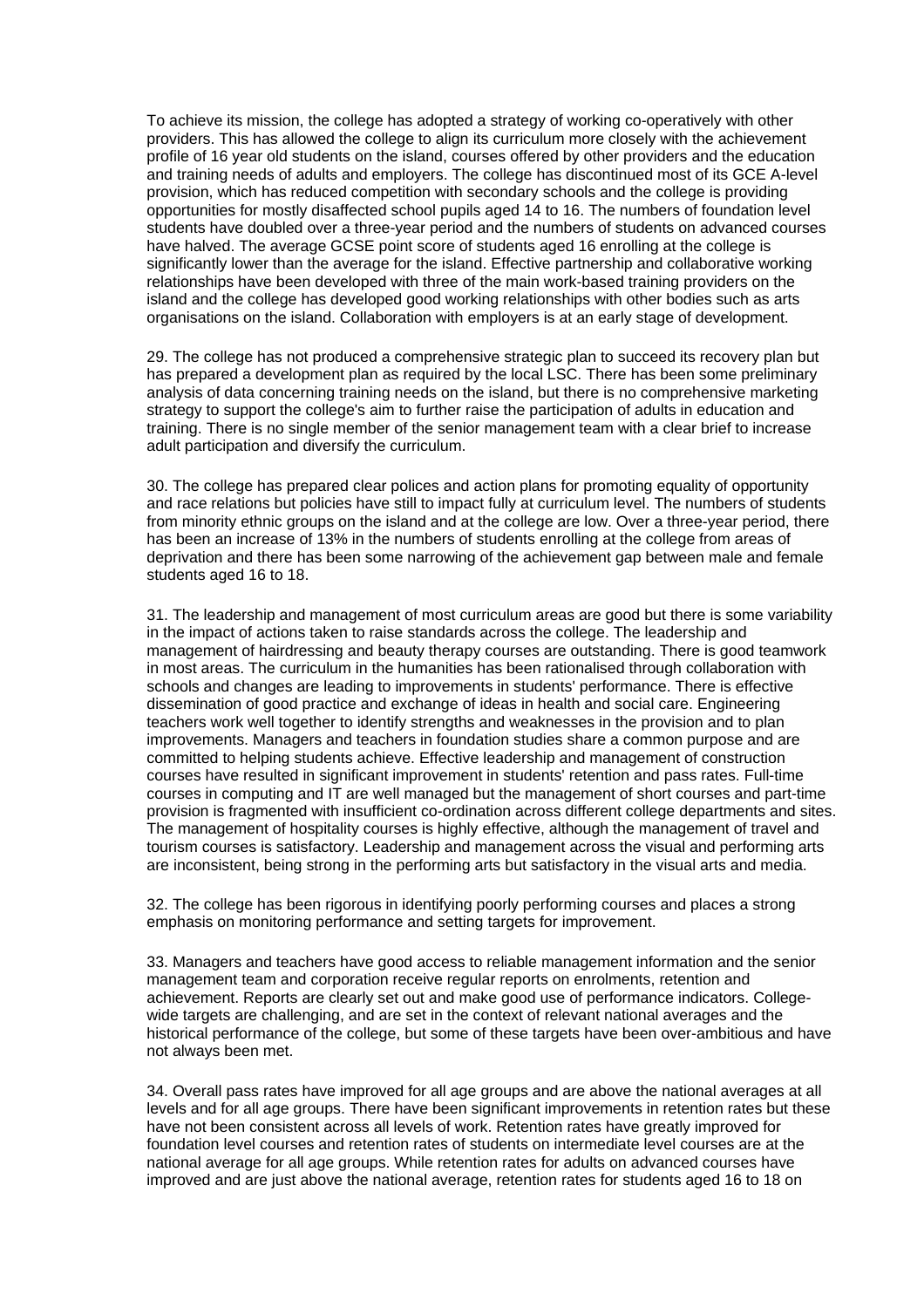To achieve its mission, the college has adopted a strategy of working co-operatively with other providers. This has allowed the college to align its curriculum more closely with the achievement profile of 16 year old students on the island, courses offered by other providers and the education and training needs of adults and employers. The college has discontinued most of its GCE A-level provision, which has reduced competition with secondary schools and the college is providing opportunities for mostly disaffected school pupils aged 14 to 16. The numbers of foundation level students have doubled over a three-year period and the numbers of students on advanced courses have halved. The average GCSE point score of students aged 16 enrolling at the college is significantly lower than the average for the island. Effective partnership and collaborative working relationships have been developed with three of the main work-based training providers on the island and the college has developed good working relationships with other bodies such as arts organisations on the island. Collaboration with employers is at an early stage of development.

29. The college has not produced a comprehensive strategic plan to succeed its recovery plan but has prepared a development plan as required by the local LSC. There has been some preliminary analysis of data concerning training needs on the island, but there is no comprehensive marketing strategy to support the college's aim to further raise the participation of adults in education and training. There is no single member of the senior management team with a clear brief to increase adult participation and diversify the curriculum.

30. The college has prepared clear polices and action plans for promoting equality of opportunity and race relations but policies have still to impact fully at curriculum level. The numbers of students from minority ethnic groups on the island and at the college are low. Over a three-year period, there has been an increase of 13% in the numbers of students enrolling at the college from areas of deprivation and there has been some narrowing of the achievement gap between male and female students aged 16 to 18.

31. The leadership and management of most curriculum areas are good but there is some variability in the impact of actions taken to raise standards across the college. The leadership and management of hairdressing and beauty therapy courses are outstanding. There is good teamwork in most areas. The curriculum in the humanities has been rationalised through collaboration with schools and changes are leading to improvements in students' performance. There is effective dissemination of good practice and exchange of ideas in health and social care. Engineering teachers work well together to identify strengths and weaknesses in the provision and to plan improvements. Managers and teachers in foundation studies share a common purpose and are committed to helping students achieve. Effective leadership and management of construction courses have resulted in significant improvement in students' retention and pass rates. Full-time courses in computing and IT are well managed but the management of short courses and part-time provision is fragmented with insufficient co-ordination across different college departments and sites. The management of hospitality courses is highly effective, although the management of travel and tourism courses is satisfactory. Leadership and management across the visual and performing arts are inconsistent, being strong in the performing arts but satisfactory in the visual arts and media.

32. The college has been rigorous in identifying poorly performing courses and places a strong emphasis on monitoring performance and setting targets for improvement.

33. Managers and teachers have good access to reliable management information and the senior management team and corporation receive regular reports on enrolments, retention and achievement. Reports are clearly set out and make good use of performance indicators. College-wide targets are challenging, and are set in the context of relevant national averages and the historical performance of the college, but some of these targets have been over-ambitious and have not always been met.

34. Overall pass rates have improved for all age groups and are above the national averages at all levels and for all age groups. There have been significant improvements in retention rates but these have not been consistent across all levels of work. Retention rates have greatly improved for foundation level courses and retention rates of students on intermediate level courses are at the national average for all age groups. While retention rates for adults on advanced courses have improved and are just above the national average, retention rates for students aged 16 to 18 on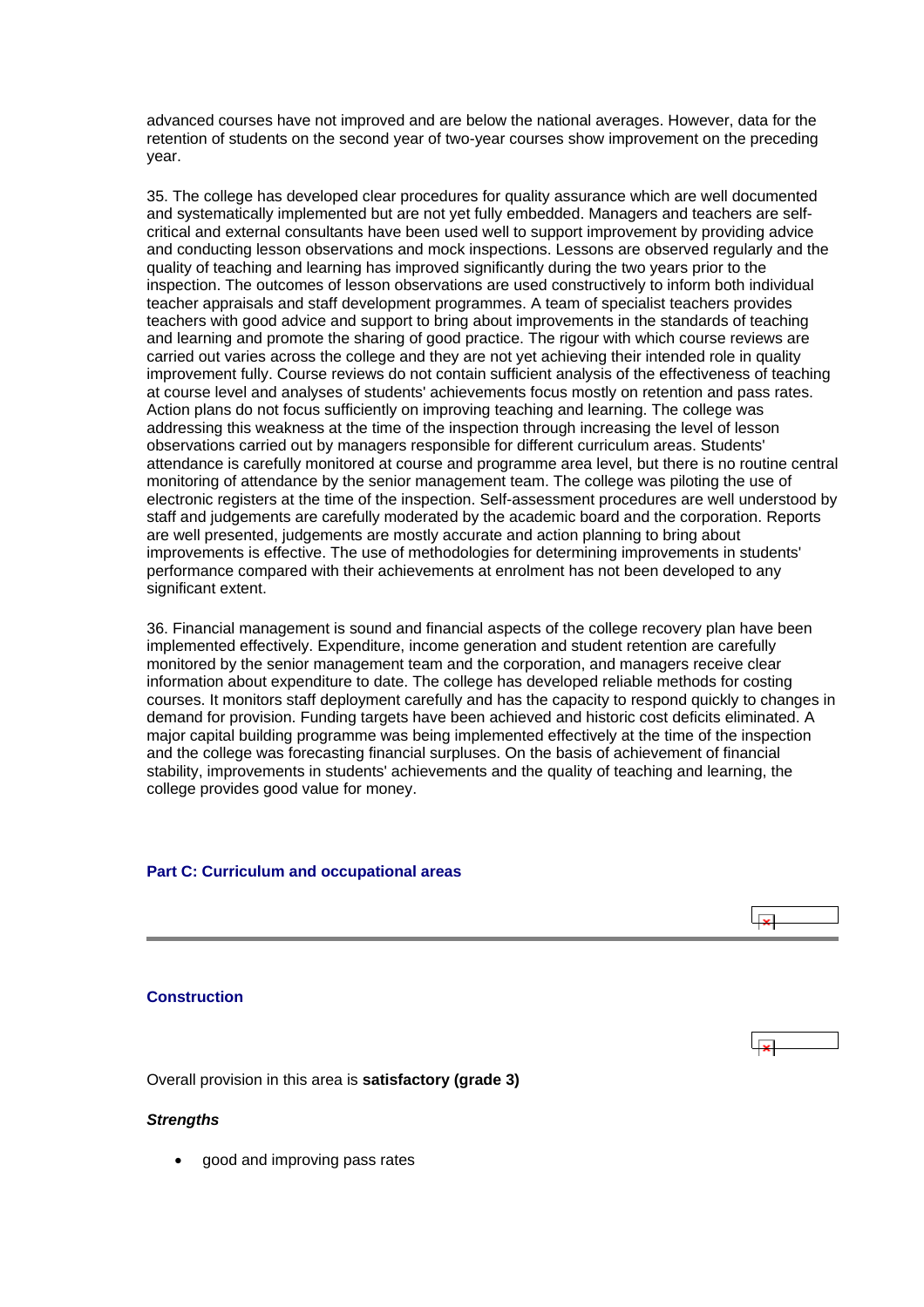advanced courses have not improved and are below the national averages. However, data for the retention of students on the second year of two-year courses show improvement on the preceding year.

35. The college has developed clear procedures for quality assurance which are well documented and systematically implemented but are not yet fully embedded. Managers and teachers are self-critical and external consultants have been used well to support improvement by providing advice and conducting lesson observations and mock inspections. Lessons are observed regularly and the quality of teaching and learning has improved significantly during the two years prior to the inspection. The outcomes of lesson observations are used constructively to inform both individual teacher appraisals and staff development programmes. A team of specialist teachers provides teachers with good advice and support to bring about improvements in the standards of teaching and learning and promote the sharing of good practice. The rigour with which course reviews are carried out varies across the college and they are not yet achieving their intended role in quality improvement fully. Course reviews do not contain sufficient analysis of the effectiveness of teaching at course level and analyses of students' achievements focus mostly on retention and pass rates. Action plans do not focus sufficiently on improving teaching and learning. The college was addressing this weakness at the time of the inspection through increasing the level of lesson observations carried out by managers responsible for different curriculum areas. Students' attendance is carefully monitored at course and programme area level, but there is no routine central monitoring of attendance by the senior management team. The college was piloting the use of electronic registers at the time of the inspection. Self-assessment procedures are well understood by staff and judgements are carefully moderated by the academic board and the corporation. Reports are well presented, judgements are mostly accurate and action planning to bring about improvements is effective. The use of methodologies for determining improvements in students' performance compared with their achievements at enrolment has not been developed to any significant extent.

36. Financial management is sound and financial aspects of the college recovery plan have been implemented effectively. Expenditure, income generation and student retention are carefully monitored by the senior management team and the corporation, and managers receive clear information about expenditure to date. The college has developed reliable methods for costing courses. It monitors staff deployment carefully and has the capacity to respond quickly to changes in demand for provision. Funding targets have been achieved and historic cost deficits eliminated. A major capital building programme was being implemented effectively at the time of the inspection and the college was forecasting financial surpluses. On the basis of achievement of financial stability, improvements in students' achievements and the quality of teaching and learning, the college provides good value for money.

## Part C: Curriculum and occupational areas

### Construction

Overall provision in this area is **satisfactory (grade 3)**

***Strengths***

- good and improving pass rates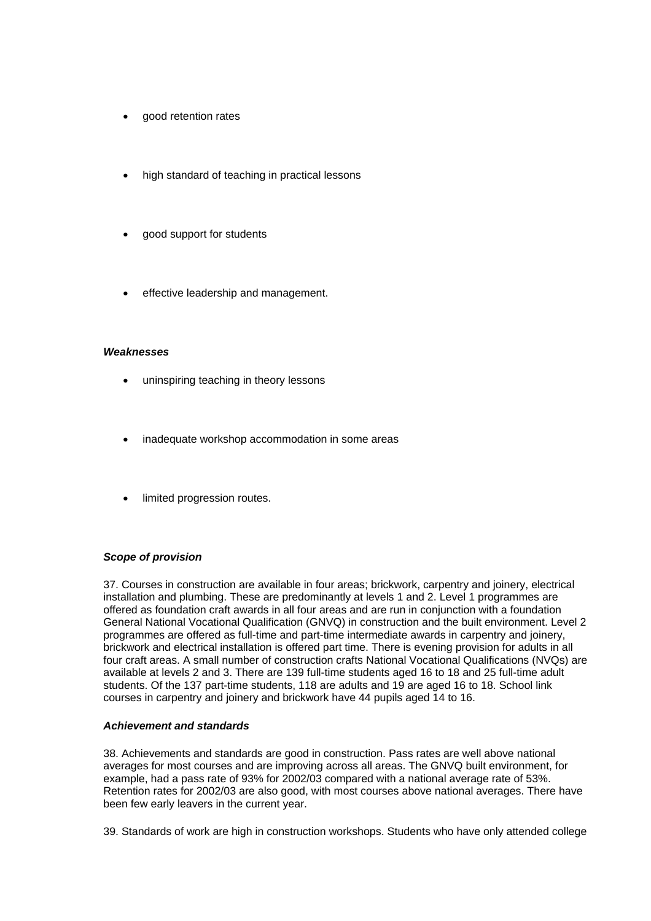- good retention rates
- high standard of teaching in practical lessons
- good support for students
- effective leadership and management.

***Weaknesses***

- uninspiring teaching in theory lessons
- inadequate workshop accommodation in some areas
- limited progression routes.

***Scope of provision***

37. Courses in construction are available in four areas; brickwork, carpentry and joinery, electrical installation and plumbing. These are predominantly at levels 1 and 2. Level 1 programmes are offered as foundation craft awards in all four areas and are run in conjunction with a foundation General National Vocational Qualification (GNVQ) in construction and the built environment. Level 2 programmes are offered as full-time and part-time intermediate awards in carpentry and joinery, brickwork and electrical installation is offered part time. There is evening provision for adults in all four craft areas. A small number of construction crafts National Vocational Qualifications (NVQs) are available at levels 2 and 3. There are 139 full-time students aged 16 to 18 and 25 full-time adult students. Of the 137 part-time students, 118 are adults and 19 are aged 16 to 18. School link courses in carpentry and joinery and brickwork have 44 pupils aged 14 to 16.

***Achievement and standards***

38. Achievements and standards are good in construction. Pass rates are well above national averages for most courses and are improving across all areas. The GNVQ built environment, for example, had a pass rate of 93% for 2002/03 compared with a national average rate of 53%. Retention rates for 2002/03 are also good, with most courses above national averages. There have been few early leavers in the current year.

39. Standards of work are high in construction workshops. Students who have only attended college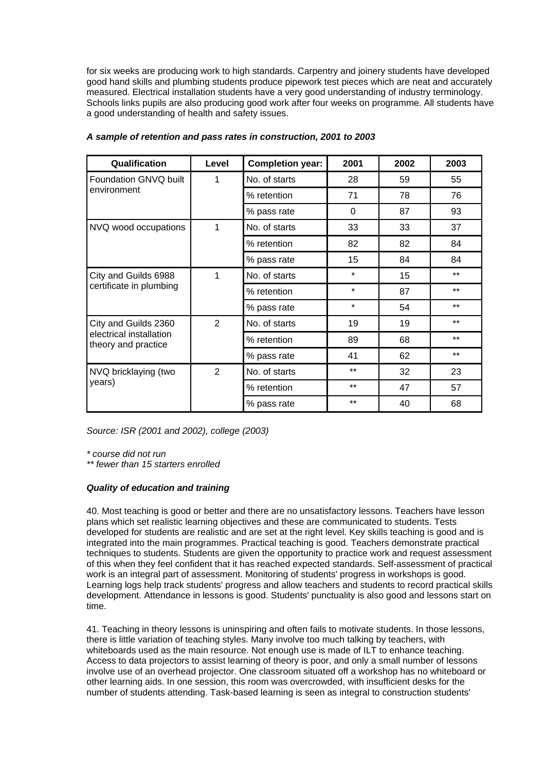for six weeks are producing work to high standards. Carpentry and joinery students have developed good hand skills and plumbing students produce pipework test pieces which are neat and accurately measured. Electrical installation students have a very good understanding of industry terminology. Schools links pupils are also producing good work after four weeks on programme. All students have a good understanding of health and safety issues.

***A sample of retention and pass rates in construction, 2001 to 2003***

| Qualification | Level | Completion year: | 2001 | 2002 | 2003 |
|---|---|---|---|---|---|
| Foundation GNVQ built environment | 1 | No. of starts | 28 | 59 | 55 |
| | | % retention | 71 | 78 | 76 |
| | | % pass rate | 0 | 87 | 93 |
| NVQ wood occupations | 1 | No. of starts | 33 | 33 | 37 |
| | | % retention | 82 | 82 | 84 |
| | | % pass rate | 15 | 84 | 84 |
| City and Guilds 6988 certificate in plumbing | 1 | No. of starts | * | 15 | ** |
| | | % retention | * | 87 | ** |
| | | % pass rate | * | 54 | ** |
| City and Guilds 2360 electrical installation theory and practice | 2 | No. of starts | 19 | 19 | ** |
| | | % retention | 89 | 68 | ** |
| | | % pass rate | 41 | 62 | ** |
| NVQ bricklaying (two years) | 2 | No. of starts | ** | 32 | 23 |
| | | % retention | ** | 47 | 57 |
| | | % pass rate | ** | 40 | 68 |

*Source: ISR (2001 and 2002), college (2003)*

*\* course did not run*
*\*\* fewer than 15 starters enrolled*

***Quality of education and training***

40. Most teaching is good or better and there are no unsatisfactory lessons. Teachers have lesson plans which set realistic learning objectives and these are communicated to students. Tests developed for students are realistic and are set at the right level. Key skills teaching is good and is integrated into the main programmes. Practical teaching is good. Teachers demonstrate practical techniques to students. Students are given the opportunity to practice work and request assessment of this when they feel confident that it has reached expected standards. Self-assessment of practical work is an integral part of assessment. Monitoring of students' progress in workshops is good. Learning logs help track students' progress and allow teachers and students to record practical skills development. Attendance in lessons is good. Students' punctuality is also good and lessons start on time.

41. Teaching in theory lessons is uninspiring and often fails to motivate students. In those lessons, there is little variation of teaching styles. Many involve too much talking by teachers, with whiteboards used as the main resource. Not enough use is made of ILT to enhance teaching. Access to data projectors to assist learning of theory is poor, and only a small number of lessons involve use of an overhead projector. One classroom situated off a workshop has no whiteboard or other learning aids. In one session, this room was overcrowded, with insufficient desks for the number of students attending. Task-based learning is seen as integral to construction students'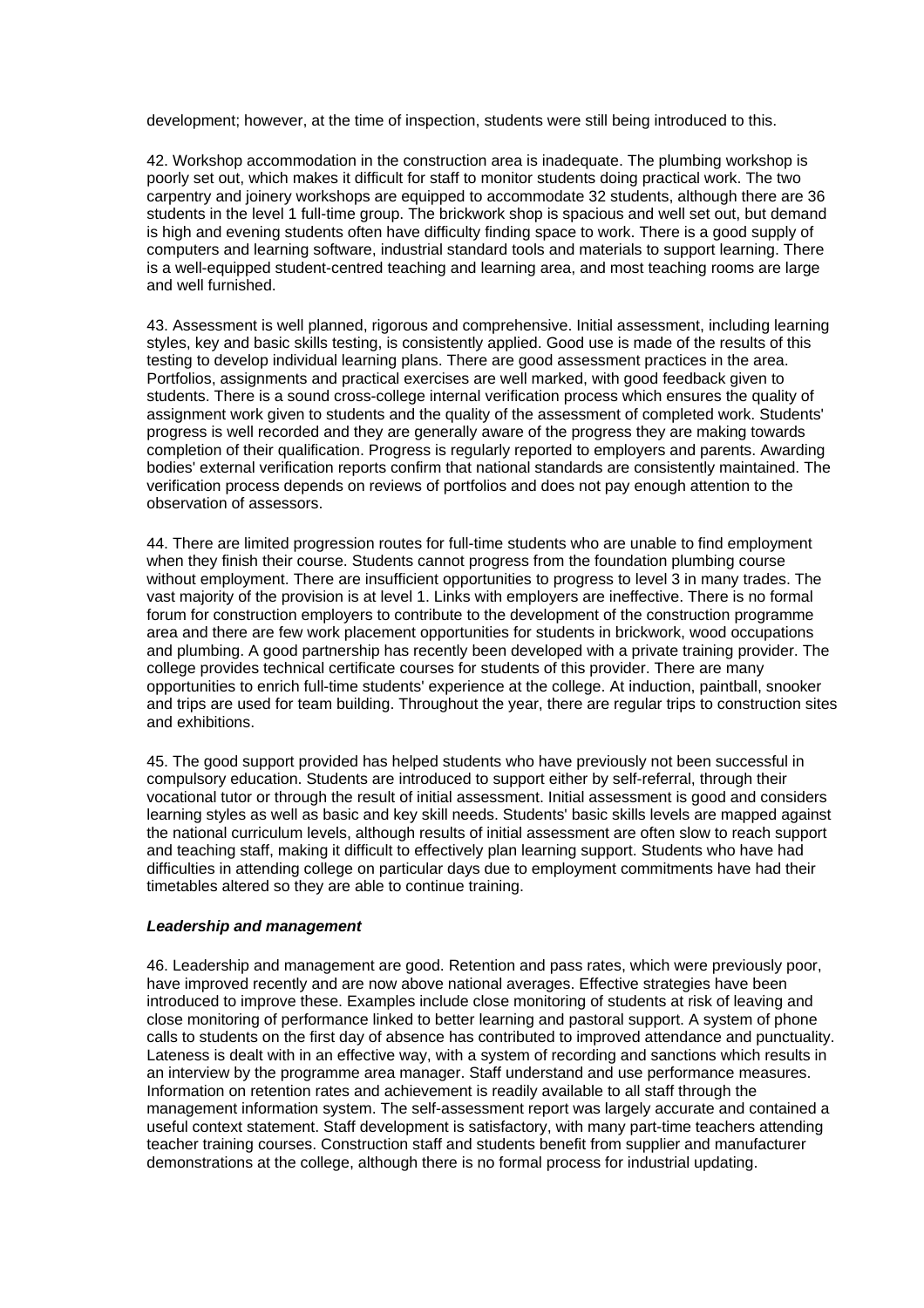development; however, at the time of inspection, students were still being introduced to this.

42. Workshop accommodation in the construction area is inadequate. The plumbing workshop is poorly set out, which makes it difficult for staff to monitor students doing practical work. The two carpentry and joinery workshops are equipped to accommodate 32 students, although there are 36 students in the level 1 full-time group. The brickwork shop is spacious and well set out, but demand is high and evening students often have difficulty finding space to work. There is a good supply of computers and learning software, industrial standard tools and materials to support learning. There is a well-equipped student-centred teaching and learning area, and most teaching rooms are large and well furnished.

43. Assessment is well planned, rigorous and comprehensive. Initial assessment, including learning styles, key and basic skills testing, is consistently applied. Good use is made of the results of this testing to develop individual learning plans. There are good assessment practices in the area. Portfolios, assignments and practical exercises are well marked, with good feedback given to students. There is a sound cross-college internal verification process which ensures the quality of assignment work given to students and the quality of the assessment of completed work. Students' progress is well recorded and they are generally aware of the progress they are making towards completion of their qualification. Progress is regularly reported to employers and parents. Awarding bodies' external verification reports confirm that national standards are consistently maintained. The verification process depends on reviews of portfolios and does not pay enough attention to the observation of assessors.

44. There are limited progression routes for full-time students who are unable to find employment when they finish their course. Students cannot progress from the foundation plumbing course without employment. There are insufficient opportunities to progress to level 3 in many trades. The vast majority of the provision is at level 1. Links with employers are ineffective. There is no formal forum for construction employers to contribute to the development of the construction programme area and there are few work placement opportunities for students in brickwork, wood occupations and plumbing. A good partnership has recently been developed with a private training provider. The college provides technical certificate courses for students of this provider. There are many opportunities to enrich full-time students' experience at the college. At induction, paintball, snooker and trips are used for team building. Throughout the year, there are regular trips to construction sites and exhibitions.

45. The good support provided has helped students who have previously not been successful in compulsory education. Students are introduced to support either by self-referral, through their vocational tutor or through the result of initial assessment. Initial assessment is good and considers learning styles as well as basic and key skill needs. Students' basic skills levels are mapped against the national curriculum levels, although results of initial assessment are often slow to reach support and teaching staff, making it difficult to effectively plan learning support. Students who have had difficulties in attending college on particular days due to employment commitments have had their timetables altered so they are able to continue training.

***Leadership and management***

46. Leadership and management are good. Retention and pass rates, which were previously poor, have improved recently and are now above national averages. Effective strategies have been introduced to improve these. Examples include close monitoring of students at risk of leaving and close monitoring of performance linked to better learning and pastoral support. A system of phone calls to students on the first day of absence has contributed to improved attendance and punctuality. Lateness is dealt with in an effective way, with a system of recording and sanctions which results in an interview by the programme area manager. Staff understand and use performance measures. Information on retention rates and achievement is readily available to all staff through the management information system. The self-assessment report was largely accurate and contained a useful context statement. Staff development is satisfactory, with many part-time teachers attending teacher training courses. Construction staff and students benefit from supplier and manufacturer demonstrations at the college, although there is no formal process for industrial updating.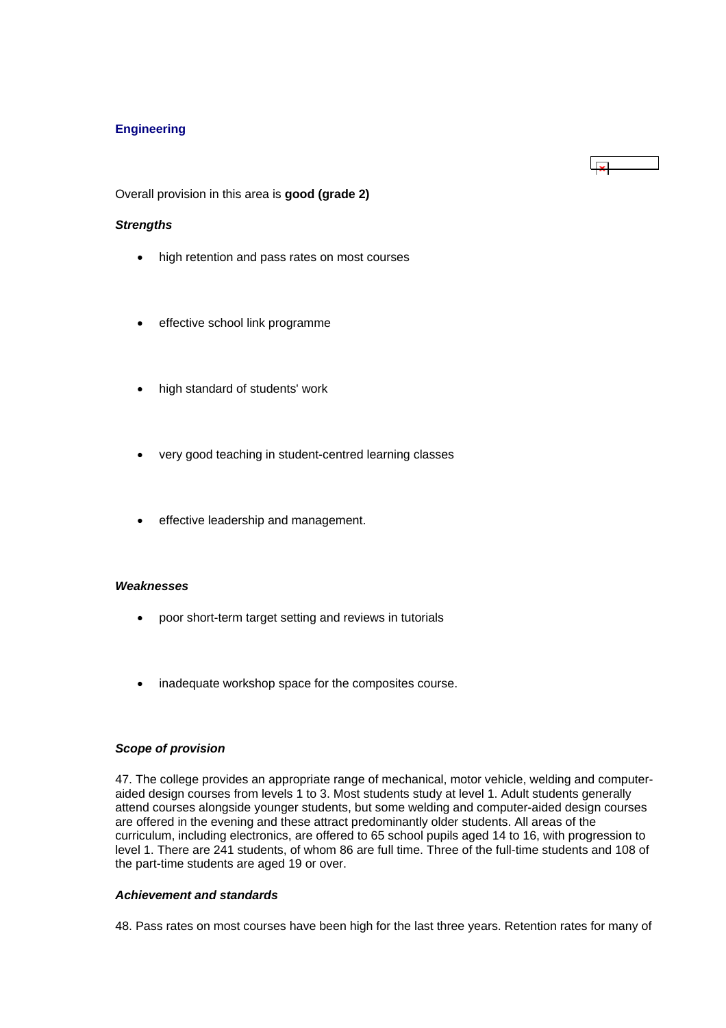### Engineering

Overall provision in this area is **good (grade 2)**

***Strengths***

- high retention and pass rates on most courses
- effective school link programme
- high standard of students' work
- very good teaching in student-centred learning classes
- effective leadership and management.

***Weaknesses***

- poor short-term target setting and reviews in tutorials
- inadequate workshop space for the composites course.

***Scope of provision***

47. The college provides an appropriate range of mechanical, motor vehicle, welding and computer-aided design courses from levels 1 to 3. Most students study at level 1. Adult students generally attend courses alongside younger students, but some welding and computer-aided design courses are offered in the evening and these attract predominantly older students. All areas of the curriculum, including electronics, are offered to 65 school pupils aged 14 to 16, with progression to level 1. There are 241 students, of whom 86 are full time. Three of the full-time students and 108 of the part-time students are aged 19 or over.

***Achievement and standards***

48. Pass rates on most courses have been high for the last three years. Retention rates for many of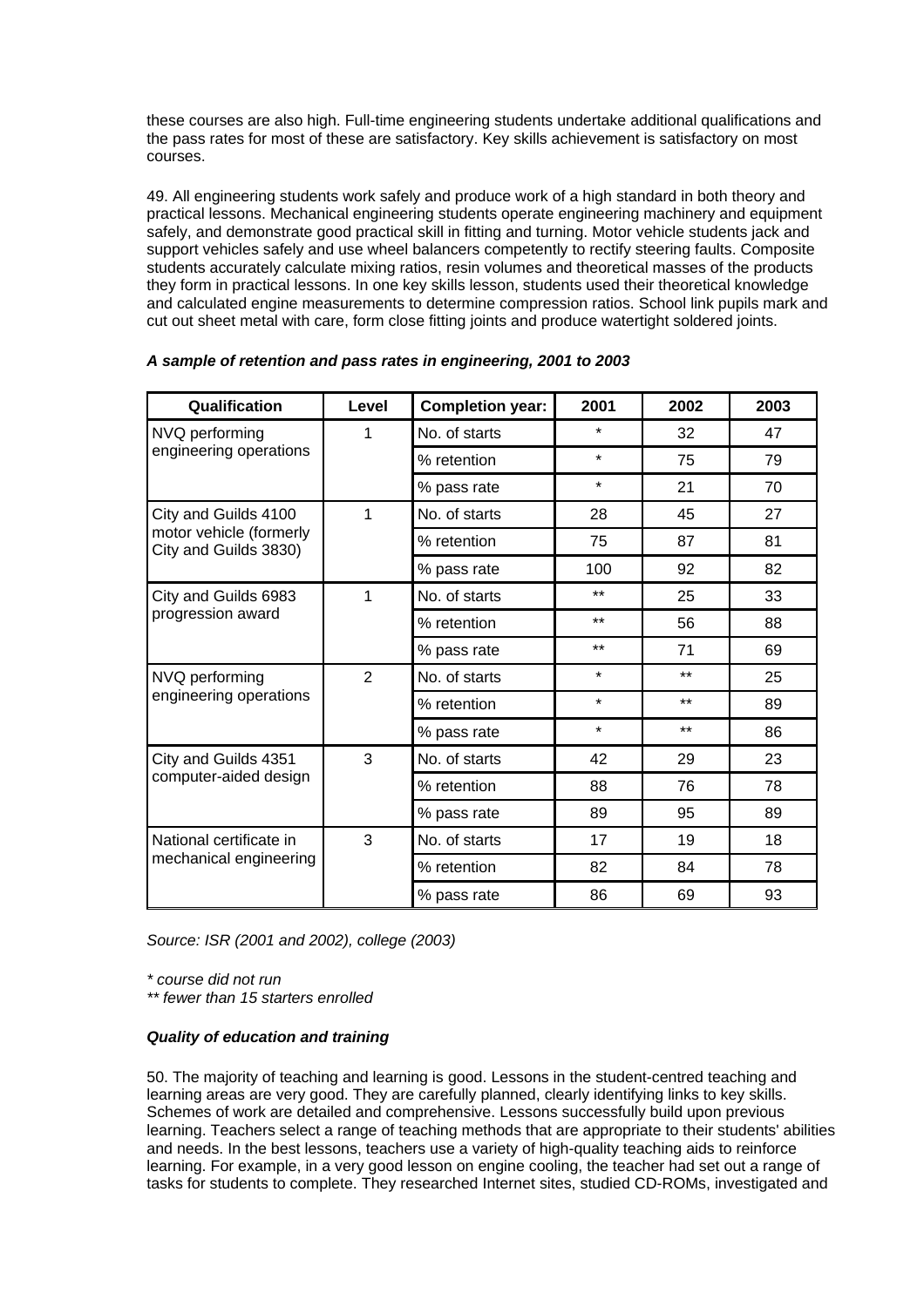these courses are also high. Full-time engineering students undertake additional qualifications and the pass rates for most of these are satisfactory. Key skills achievement is satisfactory on most courses.

49. All engineering students work safely and produce work of a high standard in both theory and practical lessons. Mechanical engineering students operate engineering machinery and equipment safely, and demonstrate good practical skill in fitting and turning. Motor vehicle students jack and support vehicles safely and use wheel balancers competently to rectify steering faults. Composite students accurately calculate mixing ratios, resin volumes and theoretical masses of the products they form in practical lessons. In one key skills lesson, students used their theoretical knowledge and calculated engine measurements to determine compression ratios. School link pupils mark and cut out sheet metal with care, form close fitting joints and produce watertight soldered joints.

***A sample of retention and pass rates in engineering, 2001 to 2003***

| Qualification | Level | Completion year: | 2001 | 2002 | 2003 |
|---|---|---|---|---|---|
| NVQ performing engineering operations | 1 | No. of starts | * | 32 | 47 |
| | | % retention | * | 75 | 79 |
| | | % pass rate | * | 21 | 70 |
| City and Guilds 4100 motor vehicle (formerly City and Guilds 3830) | 1 | No. of starts | 28 | 45 | 27 |
| | | % retention | 75 | 87 | 81 |
| | | % pass rate | 100 | 92 | 82 |
| City and Guilds 6983 progression award | 1 | No. of starts | ** | 25 | 33 |
| | | % retention | ** | 56 | 88 |
| | | % pass rate | ** | 71 | 69 |
| NVQ performing engineering operations | 2 | No. of starts | * | ** | 25 |
| | | % retention | * | ** | 89 |
| | | % pass rate | * | ** | 86 |
| City and Guilds 4351 computer-aided design | 3 | No. of starts | 42 | 29 | 23 |
| | | % retention | 88 | 76 | 78 |
| | | % pass rate | 89 | 95 | 89 |
| National certificate in mechanical engineering | 3 | No. of starts | 17 | 19 | 18 |
| | | % retention | 82 | 84 | 78 |
| | | % pass rate | 86 | 69 | 93 |

*Source: ISR (2001 and 2002), college (2003)*

*\* course did not run*
*\*\* fewer than 15 starters enrolled*

***Quality of education and training***

50. The majority of teaching and learning is good. Lessons in the student-centred teaching and learning areas are very good. They are carefully planned, clearly identifying links to key skills. Schemes of work are detailed and comprehensive. Lessons successfully build upon previous learning. Teachers select a range of teaching methods that are appropriate to their students' abilities and needs. In the best lessons, teachers use a variety of high-quality teaching aids to reinforce learning. For example, in a very good lesson on engine cooling, the teacher had set out a range of tasks for students to complete. They researched Internet sites, studied CD-ROMs, investigated and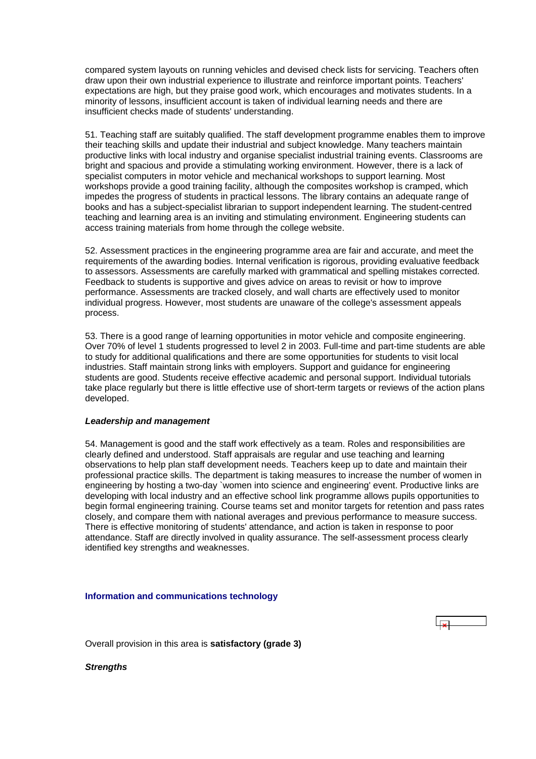compared system layouts on running vehicles and devised check lists for servicing. Teachers often draw upon their own industrial experience to illustrate and reinforce important points. Teachers' expectations are high, but they praise good work, which encourages and motivates students. In a minority of lessons, insufficient account is taken of individual learning needs and there are insufficient checks made of students' understanding.

51. Teaching staff are suitably qualified. The staff development programme enables them to improve their teaching skills and update their industrial and subject knowledge. Many teachers maintain productive links with local industry and organise specialist industrial training events. Classrooms are bright and spacious and provide a stimulating working environment. However, there is a lack of specialist computers in motor vehicle and mechanical workshops to support learning. Most workshops provide a good training facility, although the composites workshop is cramped, which impedes the progress of students in practical lessons. The library contains an adequate range of books and has a subject-specialist librarian to support independent learning. The student-centred teaching and learning area is an inviting and stimulating environment. Engineering students can access training materials from home through the college website.

52. Assessment practices in the engineering programme area are fair and accurate, and meet the requirements of the awarding bodies. Internal verification is rigorous, providing evaluative feedback to assessors. Assessments are carefully marked with grammatical and spelling mistakes corrected. Feedback to students is supportive and gives advice on areas to revisit or how to improve performance. Assessments are tracked closely, and wall charts are effectively used to monitor individual progress. However, most students are unaware of the college's assessment appeals process.

53. There is a good range of learning opportunities in motor vehicle and composite engineering. Over 70% of level 1 students progressed to level 2 in 2003. Full-time and part-time students are able to study for additional qualifications and there are some opportunities for students to visit local industries. Staff maintain strong links with employers. Support and guidance for engineering students are good. Students receive effective academic and personal support. Individual tutorials take place regularly but there is little effective use of short-term targets or reviews of the action plans developed.

***Leadership and management***

54. Management is good and the staff work effectively as a team. Roles and responsibilities are clearly defined and understood. Staff appraisals are regular and use teaching and learning observations to help plan staff development needs. Teachers keep up to date and maintain their professional practice skills. The department is taking measures to increase the number of women in engineering by hosting a two-day `women into science and engineering' event. Productive links are developing with local industry and an effective school link programme allows pupils opportunities to begin formal engineering training. Course teams set and monitor targets for retention and pass rates closely, and compare them with national averages and previous performance to measure success. There is effective monitoring of students' attendance, and action is taken in response to poor attendance. Staff are directly involved in quality assurance. The self-assessment process clearly identified key strengths and weaknesses.

### Information and communications technology

Overall provision in this area is **satisfactory (grade 3)**

***Strengths***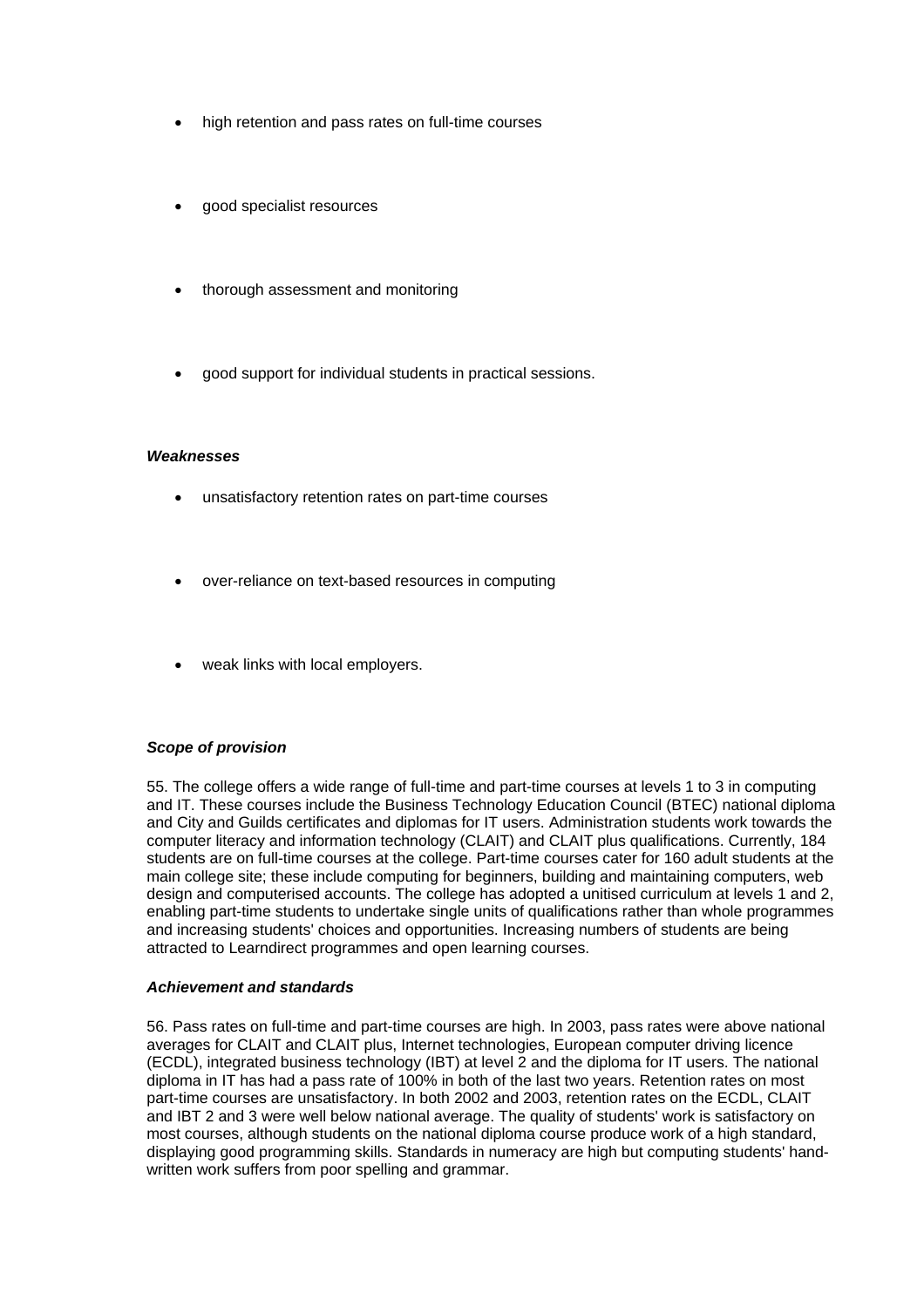- high retention and pass rates on full-time courses
- good specialist resources
- thorough assessment and monitoring
- good support for individual students in practical sessions.

***Weaknesses***

- unsatisfactory retention rates on part-time courses
- over-reliance on text-based resources in computing
- weak links with local employers.

***Scope of provision***

55. The college offers a wide range of full-time and part-time courses at levels 1 to 3 in computing and IT. These courses include the Business Technology Education Council (BTEC) national diploma and City and Guilds certificates and diplomas for IT users. Administration students work towards the computer literacy and information technology (CLAIT) and CLAIT plus qualifications. Currently, 184 students are on full-time courses at the college. Part-time courses cater for 160 adult students at the main college site; these include computing for beginners, building and maintaining computers, web design and computerised accounts. The college has adopted a unitised curriculum at levels 1 and 2, enabling part-time students to undertake single units of qualifications rather than whole programmes and increasing students' choices and opportunities. Increasing numbers of students are being attracted to Learndirect programmes and open learning courses.

***Achievement and standards***

56. Pass rates on full-time and part-time courses are high. In 2003, pass rates were above national averages for CLAIT and CLAIT plus, Internet technologies, European computer driving licence (ECDL), integrated business technology (IBT) at level 2 and the diploma for IT users. The national diploma in IT has had a pass rate of 100% in both of the last two years. Retention rates on most part-time courses are unsatisfactory. In both 2002 and 2003, retention rates on the ECDL, CLAIT and IBT 2 and 3 were well below national average. The quality of students' work is satisfactory on most courses, although students on the national diploma course produce work of a high standard, displaying good programming skills. Standards in numeracy are high but computing students' hand-written work suffers from poor spelling and grammar.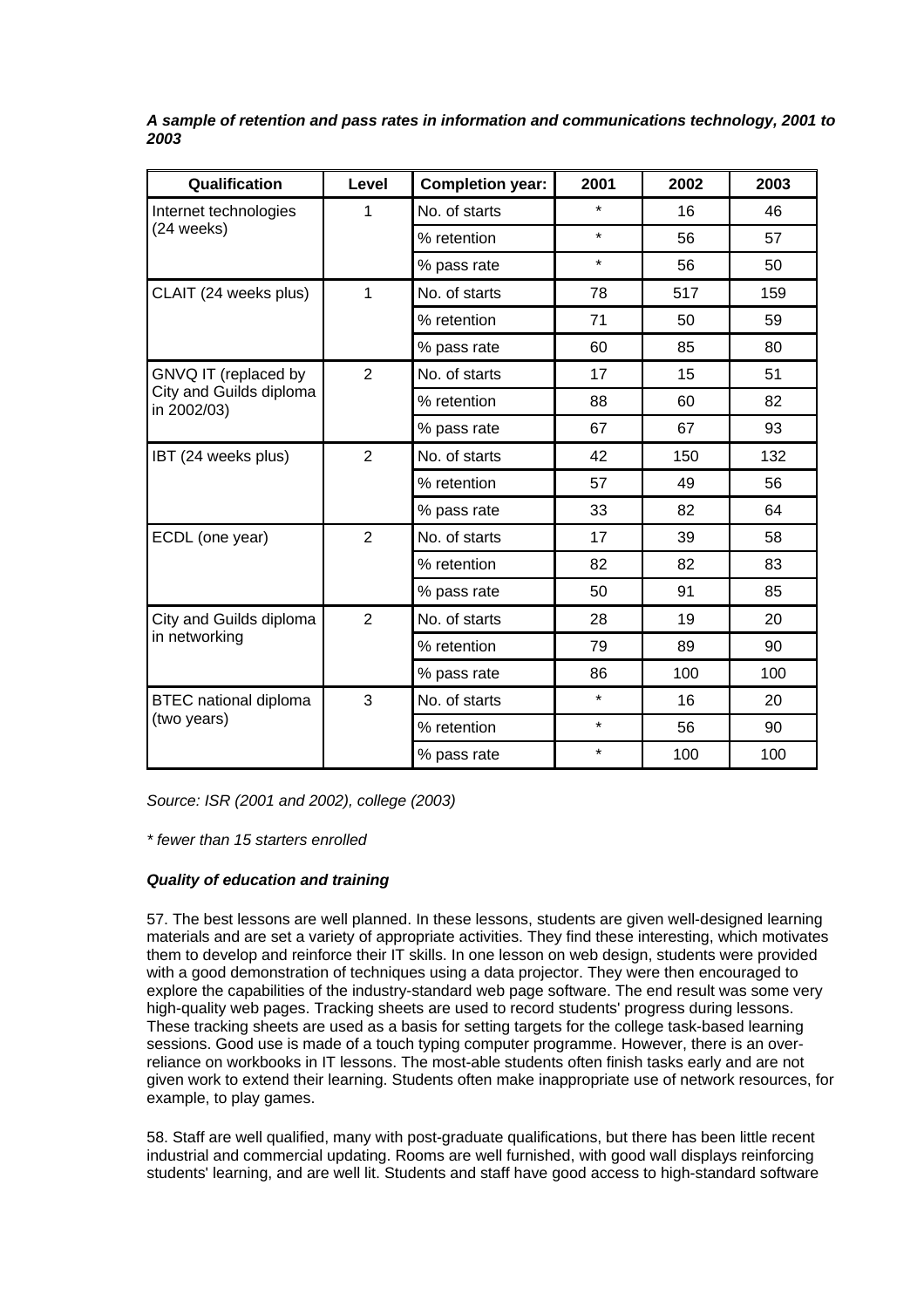***A sample of retention and pass rates in information and communications technology, 2001 to 2003***

| Qualification | Level | Completion year: | 2001 | 2002 | 2003 |
|---|---|---|---|---|---|
| Internet technologies (24 weeks) | 1 | No. of starts | * | 16 | 46 |
| | | % retention | * | 56 | 57 |
| | | % pass rate | * | 56 | 50 |
| CLAIT (24 weeks plus) | 1 | No. of starts | 78 | 517 | 159 |
| | | % retention | 71 | 50 | 59 |
| | | % pass rate | 60 | 85 | 80 |
| GNVQ IT (replaced by City and Guilds diploma in 2002/03) | 2 | No. of starts | 17 | 15 | 51 |
| | | % retention | 88 | 60 | 82 |
| | | % pass rate | 67 | 67 | 93 |
| IBT (24 weeks plus) | 2 | No. of starts | 42 | 150 | 132 |
| | | % retention | 57 | 49 | 56 |
| | | % pass rate | 33 | 82 | 64 |
| ECDL (one year) | 2 | No. of starts | 17 | 39 | 58 |
| | | % retention | 82 | 82 | 83 |
| | | % pass rate | 50 | 91 | 85 |
| City and Guilds diploma in networking | 2 | No. of starts | 28 | 19 | 20 |
| | | % retention | 79 | 89 | 90 |
| | | % pass rate | 86 | 100 | 100 |
| BTEC national diploma (two years) | 3 | No. of starts | * | 16 | 20 |
| | | % retention | * | 56 | 90 |
| | | % pass rate | * | 100 | 100 |

*Source: ISR (2001 and 2002), college (2003)*

*\* fewer than 15 starters enrolled*

***Quality of education and training***

57. The best lessons are well planned. In these lessons, students are given well-designed learning materials and are set a variety of appropriate activities. They find these interesting, which motivates them to develop and reinforce their IT skills. In one lesson on web design, students were provided with a good demonstration of techniques using a data projector. They were then encouraged to explore the capabilities of the industry-standard web page software. The end result was some very high-quality web pages. Tracking sheets are used to record students' progress during lessons. These tracking sheets are used as a basis for setting targets for the college task-based learning sessions. Good use is made of a touch typing computer programme. However, there is an over-reliance on workbooks in IT lessons. The most-able students often finish tasks early and are not given work to extend their learning. Students often make inappropriate use of network resources, for example, to play games.

58. Staff are well qualified, many with post-graduate qualifications, but there has been little recent industrial and commercial updating. Rooms are well furnished, with good wall displays reinforcing students' learning, and are well lit. Students and staff have good access to high-standard software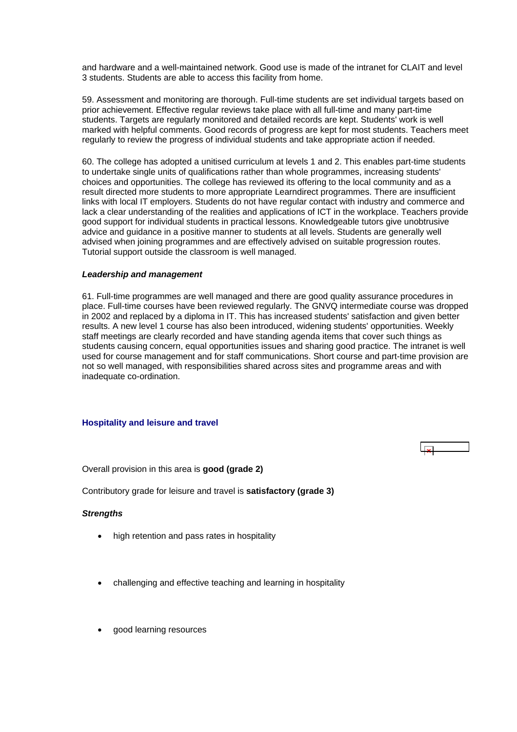and hardware and a well-maintained network. Good use is made of the intranet for CLAIT and level 3 students. Students are able to access this facility from home.

59. Assessment and monitoring are thorough. Full-time students are set individual targets based on prior achievement. Effective regular reviews take place with all full-time and many part-time students. Targets are regularly monitored and detailed records are kept. Students' work is well marked with helpful comments. Good records of progress are kept for most students. Teachers meet regularly to review the progress of individual students and take appropriate action if needed.

60. The college has adopted a unitised curriculum at levels 1 and 2. This enables part-time students to undertake single units of qualifications rather than whole programmes, increasing students' choices and opportunities. The college has reviewed its offering to the local community and as a result directed more students to more appropriate Learndirect programmes. There are insufficient links with local IT employers. Students do not have regular contact with industry and commerce and lack a clear understanding of the realities and applications of ICT in the workplace. Teachers provide good support for individual students in practical lessons. Knowledgeable tutors give unobtrusive advice and guidance in a positive manner to students at all levels. Students are generally well advised when joining programmes and are effectively advised on suitable progression routes. Tutorial support outside the classroom is well managed.

***Leadership and management***

61. Full-time programmes are well managed and there are good quality assurance procedures in place. Full-time courses have been reviewed regularly. The GNVQ intermediate course was dropped in 2002 and replaced by a diploma in IT. This has increased students' satisfaction and given better results. A new level 1 course has also been introduced, widening students' opportunities. Weekly staff meetings are clearly recorded and have standing agenda items that cover such things as students causing concern, equal opportunities issues and sharing good practice. The intranet is well used for course management and for staff communications. Short course and part-time provision are not so well managed, with responsibilities shared across sites and programme areas and with inadequate co-ordination.

## Hospitality and leisure and travel

Overall provision in this area is **good (grade 2)**

Contributory grade for leisure and travel is **satisfactory (grade 3)**

***Strengths***

- high retention and pass rates in hospitality
- challenging and effective teaching and learning in hospitality
- good learning resources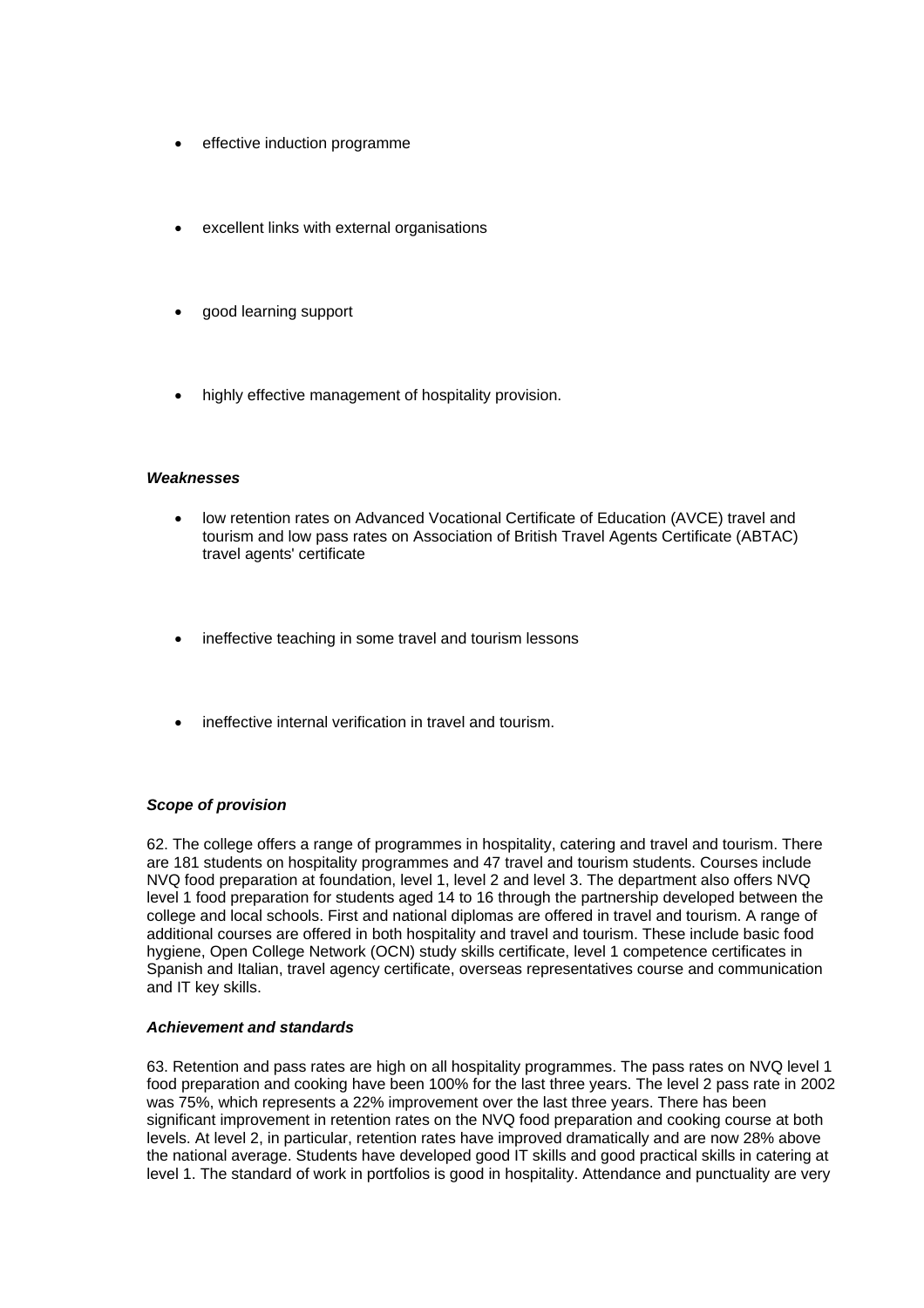- effective induction programme
- excellent links with external organisations
- good learning support
- highly effective management of hospitality provision.

***Weaknesses***

- low retention rates on Advanced Vocational Certificate of Education (AVCE) travel and tourism and low pass rates on Association of British Travel Agents Certificate (ABTAC) travel agents' certificate
- ineffective teaching in some travel and tourism lessons
- ineffective internal verification in travel and tourism.

***Scope of provision***

62. The college offers a range of programmes in hospitality, catering and travel and tourism. There are 181 students on hospitality programmes and 47 travel and tourism students. Courses include NVQ food preparation at foundation, level 1, level 2 and level 3. The department also offers NVQ level 1 food preparation for students aged 14 to 16 through the partnership developed between the college and local schools. First and national diplomas are offered in travel and tourism. A range of additional courses are offered in both hospitality and travel and tourism. These include basic food hygiene, Open College Network (OCN) study skills certificate, level 1 competence certificates in Spanish and Italian, travel agency certificate, overseas representatives course and communication and IT key skills.

***Achievement and standards***

63. Retention and pass rates are high on all hospitality programmes. The pass rates on NVQ level 1 food preparation and cooking have been 100% for the last three years. The level 2 pass rate in 2002 was 75%, which represents a 22% improvement over the last three years. There has been significant improvement in retention rates on the NVQ food preparation and cooking course at both levels. At level 2, in particular, retention rates have improved dramatically and are now 28% above the national average. Students have developed good IT skills and good practical skills in catering at level 1. The standard of work in portfolios is good in hospitality. Attendance and punctuality are very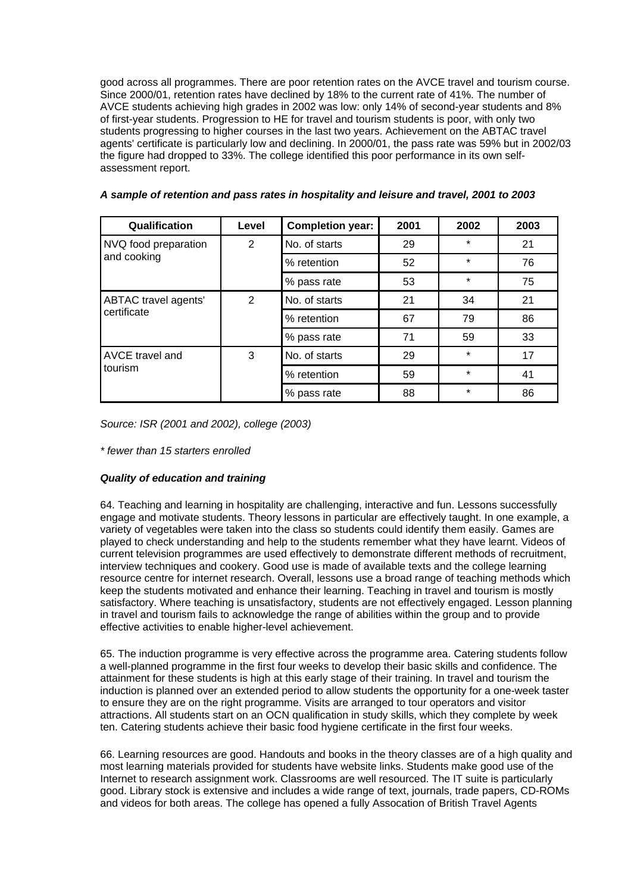good across all programmes. There are poor retention rates on the AVCE travel and tourism course. Since 2000/01, retention rates have declined by 18% to the current rate of 41%. The number of AVCE students achieving high grades in 2002 was low: only 14% of second-year students and 8% of first-year students. Progression to HE for travel and tourism students is poor, with only two students progressing to higher courses in the last two years. Achievement on the ABTAC travel agents' certificate is particularly low and declining. In 2000/01, the pass rate was 59% but in 2002/03 the figure had dropped to 33%. The college identified this poor performance in its own self-assessment report.

***A sample of retention and pass rates in hospitality and leisure and travel, 2001 to 2003***

| Qualification | Level | Completion year: | 2001 | 2002 | 2003 |
|---|---|---|---|---|---|
| NVQ food preparation and cooking | 2 | No. of starts | 29 | * | 21 |
| | | % retention | 52 | * | 76 |
| | | % pass rate | 53 | * | 75 |
| ABTAC travel agents' certificate | 2 | No. of starts | 21 | 34 | 21 |
| | | % retention | 67 | 79 | 86 |
| | | % pass rate | 71 | 59 | 33 |
| AVCE travel and tourism | 3 | No. of starts | 29 | * | 17 |
| | | % retention | 59 | * | 41 |
| | | % pass rate | 88 | * | 86 |

*Source: ISR (2001 and 2002), college (2003)*

*\* fewer than 15 starters enrolled*

***Quality of education and training***

64. Teaching and learning in hospitality are challenging, interactive and fun. Lessons successfully engage and motivate students. Theory lessons in particular are effectively taught. In one example, a variety of vegetables were taken into the class so students could identify them easily. Games are played to check understanding and help to the students remember what they have learnt. Videos of current television programmes are used effectively to demonstrate different methods of recruitment, interview techniques and cookery. Good use is made of available texts and the college learning resource centre for internet research. Overall, lessons use a broad range of teaching methods which keep the students motivated and enhance their learning. Teaching in travel and tourism is mostly satisfactory. Where teaching is unsatisfactory, students are not effectively engaged. Lesson planning in travel and tourism fails to acknowledge the range of abilities within the group and to provide effective activities to enable higher-level achievement.

65. The induction programme is very effective across the programme area. Catering students follow a well-planned programme in the first four weeks to develop their basic skills and confidence. The attainment for these students is high at this early stage of their training. In travel and tourism the induction is planned over an extended period to allow students the opportunity for a one-week taster to ensure they are on the right programme. Visits are arranged to tour operators and visitor attractions. All students start on an OCN qualification in study skills, which they complete by week ten. Catering students achieve their basic food hygiene certificate in the first four weeks.

66. Learning resources are good. Handouts and books in the theory classes are of a high quality and most learning materials provided for students have website links. Students make good use of the Internet to research assignment work. Classrooms are well resourced. The IT suite is particularly good. Library stock is extensive and includes a wide range of text, journals, trade papers, CD-ROMs and videos for both areas. The college has opened a fully Assocation of British Travel Agents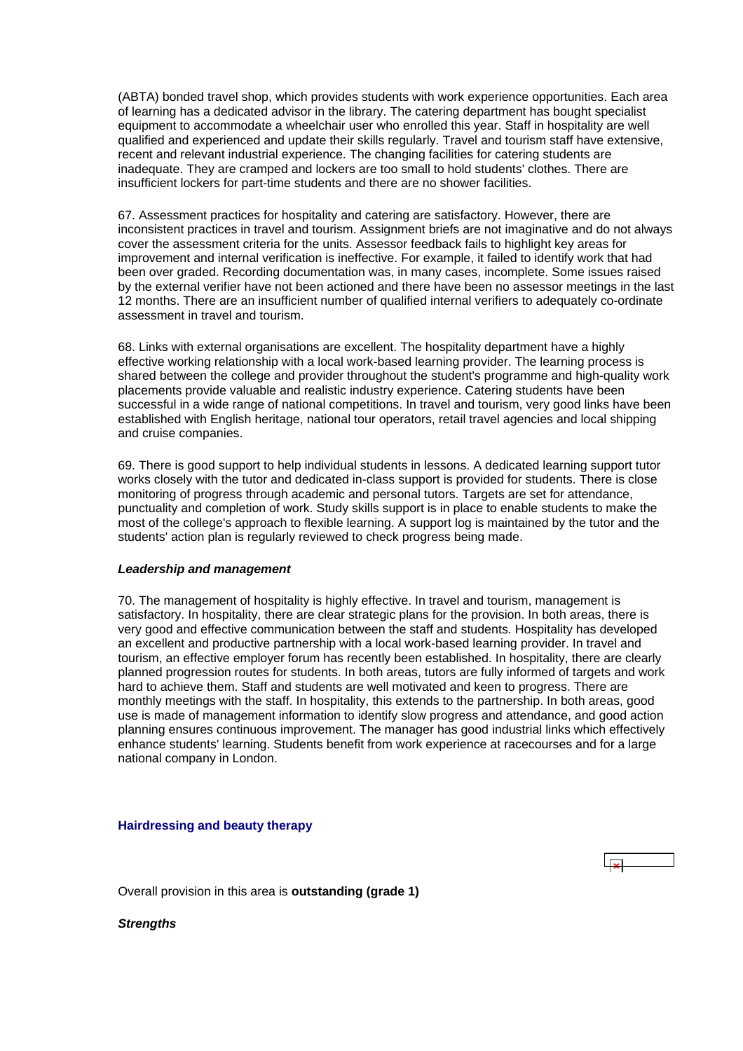(ABTA) bonded travel shop, which provides students with work experience opportunities. Each area of learning has a dedicated advisor in the library. The catering department has bought specialist equipment to accommodate a wheelchair user who enrolled this year. Staff in hospitality are well qualified and experienced and update their skills regularly. Travel and tourism staff have extensive, recent and relevant industrial experience. The changing facilities for catering students are inadequate. They are cramped and lockers are too small to hold students' clothes. There are insufficient lockers for part-time students and there are no shower facilities.

67. Assessment practices for hospitality and catering are satisfactory. However, there are inconsistent practices in travel and tourism. Assignment briefs are not imaginative and do not always cover the assessment criteria for the units. Assessor feedback fails to highlight key areas for improvement and internal verification is ineffective. For example, it failed to identify work that had been over graded. Recording documentation was, in many cases, incomplete. Some issues raised by the external verifier have not been actioned and there have been no assessor meetings in the last 12 months. There are an insufficient number of qualified internal verifiers to adequately co-ordinate assessment in travel and tourism.

68. Links with external organisations are excellent. The hospitality department have a highly effective working relationship with a local work-based learning provider. The learning process is shared between the college and provider throughout the student's programme and high-quality work placements provide valuable and realistic industry experience. Catering students have been successful in a wide range of national competitions. In travel and tourism, very good links have been established with English heritage, national tour operators, retail travel agencies and local shipping and cruise companies.

69. There is good support to help individual students in lessons. A dedicated learning support tutor works closely with the tutor and dedicated in-class support is provided for students. There is close monitoring of progress through academic and personal tutors. Targets are set for attendance, punctuality and completion of work. Study skills support is in place to enable students to make the most of the college's approach to flexible learning. A support log is maintained by the tutor and the students' action plan is regularly reviewed to check progress being made.

***Leadership and management***

70. The management of hospitality is highly effective. In travel and tourism, management is satisfactory. In hospitality, there are clear strategic plans for the provision. In both areas, there is very good and effective communication between the staff and students. Hospitality has developed an excellent and productive partnership with a local work-based learning provider. In travel and tourism, an effective employer forum has recently been established. In hospitality, there are clearly planned progression routes for students. In both areas, tutors are fully informed of targets and work hard to achieve them. Staff and students are well motivated and keen to progress. There are monthly meetings with the staff. In hospitality, this extends to the partnership. In both areas, good use is made of management information to identify slow progress and attendance, and good action planning ensures continuous improvement. The manager has good industrial links which effectively enhance students' learning. Students benefit from work experience at racecourses and for a large national company in London.

### Hairdressing and beauty therapy

Overall provision in this area is **outstanding (grade 1)**

***Strengths***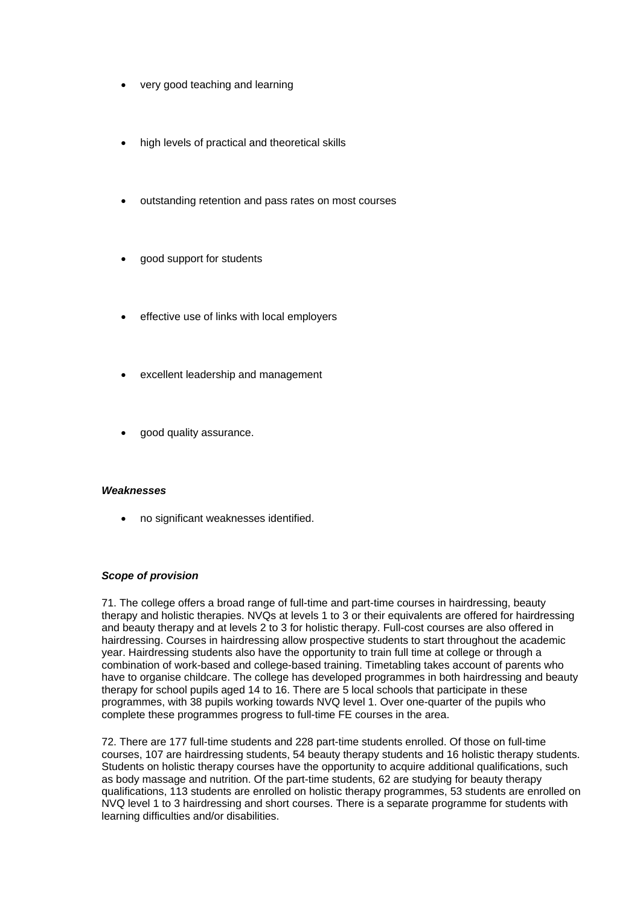- very good teaching and learning
- high levels of practical and theoretical skills
- outstanding retention and pass rates on most courses
- good support for students
- effective use of links with local employers
- excellent leadership and management
- good quality assurance.

***Weaknesses***

- no significant weaknesses identified.

***Scope of provision***

71. The college offers a broad range of full-time and part-time courses in hairdressing, beauty therapy and holistic therapies. NVQs at levels 1 to 3 or their equivalents are offered for hairdressing and beauty therapy and at levels 2 to 3 for holistic therapy. Full-cost courses are also offered in hairdressing. Courses in hairdressing allow prospective students to start throughout the academic year. Hairdressing students also have the opportunity to train full time at college or through a combination of work-based and college-based training. Timetabling takes account of parents who have to organise childcare. The college has developed programmes in both hairdressing and beauty therapy for school pupils aged 14 to 16. There are 5 local schools that participate in these programmes, with 38 pupils working towards NVQ level 1. Over one-quarter of the pupils who complete these programmes progress to full-time FE courses in the area.

72. There are 177 full-time students and 228 part-time students enrolled. Of those on full-time courses, 107 are hairdressing students, 54 beauty therapy students and 16 holistic therapy students. Students on holistic therapy courses have the opportunity to acquire additional qualifications, such as body massage and nutrition. Of the part-time students, 62 are studying for beauty therapy qualifications, 113 students are enrolled on holistic therapy programmes, 53 students are enrolled on NVQ level 1 to 3 hairdressing and short courses. There is a separate programme for students with learning difficulties and/or disabilities.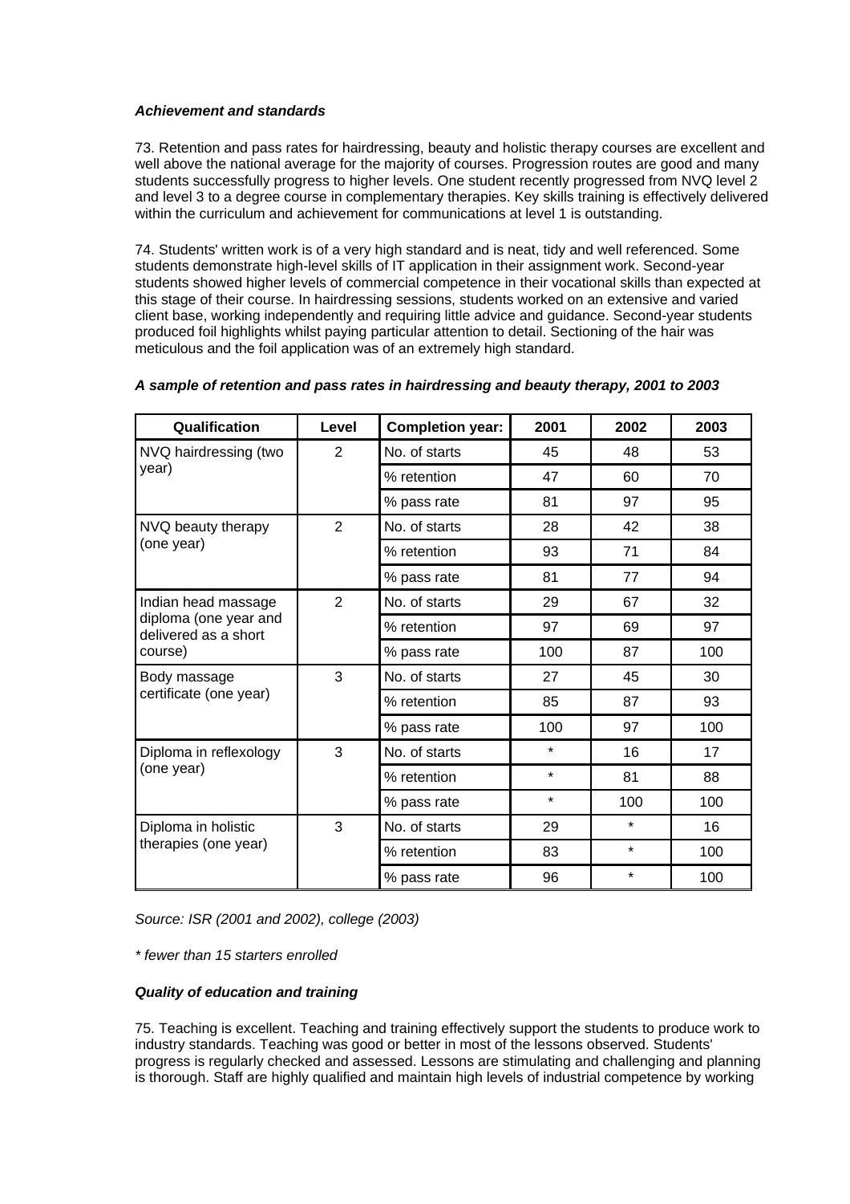***Achievement and standards***

73. Retention and pass rates for hairdressing, beauty and holistic therapy courses are excellent and well above the national average for the majority of courses. Progression routes are good and many students successfully progress to higher levels. One student recently progressed from NVQ level 2 and level 3 to a degree course in complementary therapies. Key skills training is effectively delivered within the curriculum and achievement for communications at level 1 is outstanding.

74. Students' written work is of a very high standard and is neat, tidy and well referenced. Some students demonstrate high-level skills of IT application in their assignment work. Second-year students showed higher levels of commercial competence in their vocational skills than expected at this stage of their course. In hairdressing sessions, students worked on an extensive and varied client base, working independently and requiring little advice and guidance. Second-year students produced foil highlights whilst paying particular attention to detail. Sectioning of the hair was meticulous and the foil application was of an extremely high standard.

***A sample of retention and pass rates in hairdressing and beauty therapy, 2001 to 2003***

| Qualification | Level | Completion year: | 2001 | 2002 | 2003 |
|---|---|---|---|---|---|
| NVQ hairdressing (two year) | 2 | No. of starts | 45 | 48 | 53 |
| | | % retention | 47 | 60 | 70 |
| | | % pass rate | 81 | 97 | 95 |
| NVQ beauty therapy (one year) | 2 | No. of starts | 28 | 42 | 38 |
| | | % retention | 93 | 71 | 84 |
| | | % pass rate | 81 | 77 | 94 |
| Indian head massage diploma (one year and delivered as a short course) | 2 | No. of starts | 29 | 67 | 32 |
| | | % retention | 97 | 69 | 97 |
| | | % pass rate | 100 | 87 | 100 |
| Body massage certificate (one year) | 3 | No. of starts | 27 | 45 | 30 |
| | | % retention | 85 | 87 | 93 |
| | | % pass rate | 100 | 97 | 100 |
| Diploma in reflexology (one year) | 3 | No. of starts | * | 16 | 17 |
| | | % retention | * | 81 | 88 |
| | | % pass rate | * | 100 | 100 |
| Diploma in holistic therapies (one year) | 3 | No. of starts | 29 | * | 16 |
| | | % retention | 83 | * | 100 |
| | | % pass rate | 96 | * | 100 |

*Source: ISR (2001 and 2002), college (2003)*

*\* fewer than 15 starters enrolled*

***Quality of education and training***

75. Teaching is excellent. Teaching and training effectively support the students to produce work to industry standards. Teaching was good or better in most of the lessons observed. Students' progress is regularly checked and assessed. Lessons are stimulating and challenging and planning is thorough. Staff are highly qualified and maintain high levels of industrial competence by working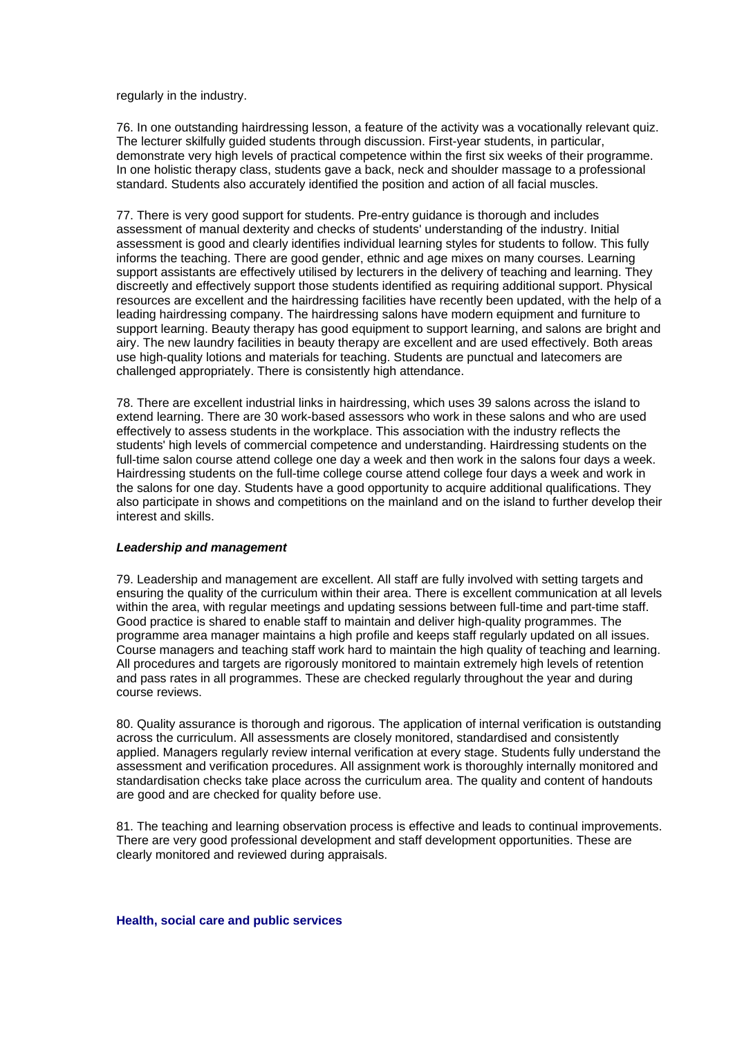regularly in the industry.

76. In one outstanding hairdressing lesson, a feature of the activity was a vocationally relevant quiz. The lecturer skilfully guided students through discussion. First-year students, in particular, demonstrate very high levels of practical competence within the first six weeks of their programme. In one holistic therapy class, students gave a back, neck and shoulder massage to a professional standard. Students also accurately identified the position and action of all facial muscles.

77. There is very good support for students. Pre-entry guidance is thorough and includes assessment of manual dexterity and checks of students' understanding of the industry. Initial assessment is good and clearly identifies individual learning styles for students to follow. This fully informs the teaching. There are good gender, ethnic and age mixes on many courses. Learning support assistants are effectively utilised by lecturers in the delivery of teaching and learning. They discreetly and effectively support those students identified as requiring additional support. Physical resources are excellent and the hairdressing facilities have recently been updated, with the help of a leading hairdressing company. The hairdressing salons have modern equipment and furniture to support learning. Beauty therapy has good equipment to support learning, and salons are bright and airy. The new laundry facilities in beauty therapy are excellent and are used effectively. Both areas use high-quality lotions and materials for teaching. Students are punctual and latecomers are challenged appropriately. There is consistently high attendance.

78. There are excellent industrial links in hairdressing, which uses 39 salons across the island to extend learning. There are 30 work-based assessors who work in these salons and who are used effectively to assess students in the workplace. This association with the industry reflects the students' high levels of commercial competence and understanding. Hairdressing students on the full-time salon course attend college one day a week and then work in the salons four days a week. Hairdressing students on the full-time college course attend college four days a week and work in the salons for one day. Students have a good opportunity to acquire additional qualifications. They also participate in shows and competitions on the mainland and on the island to further develop their interest and skills.

### *Leadership and management*

79. Leadership and management are excellent. All staff are fully involved with setting targets and ensuring the quality of the curriculum within their area. There is excellent communication at all levels within the area, with regular meetings and updating sessions between full-time and part-time staff. Good practice is shared to enable staff to maintain and deliver high-quality programmes. The programme area manager maintains a high profile and keeps staff regularly updated on all issues. Course managers and teaching staff work hard to maintain the high quality of teaching and learning. All procedures and targets are rigorously monitored to maintain extremely high levels of retention and pass rates in all programmes. These are checked regularly throughout the year and during course reviews.

80. Quality assurance is thorough and rigorous. The application of internal verification is outstanding across the curriculum. All assessments are closely monitored, standardised and consistently applied. Managers regularly review internal verification at every stage. Students fully understand the assessment and verification procedures. All assignment work is thoroughly internally monitored and standardisation checks take place across the curriculum area. The quality and content of handouts are good and are checked for quality before use.

81. The teaching and learning observation process is effective and leads to continual improvements. There are very good professional development and staff development opportunities. These are clearly monitored and reviewed during appraisals.

## Health, social care and public services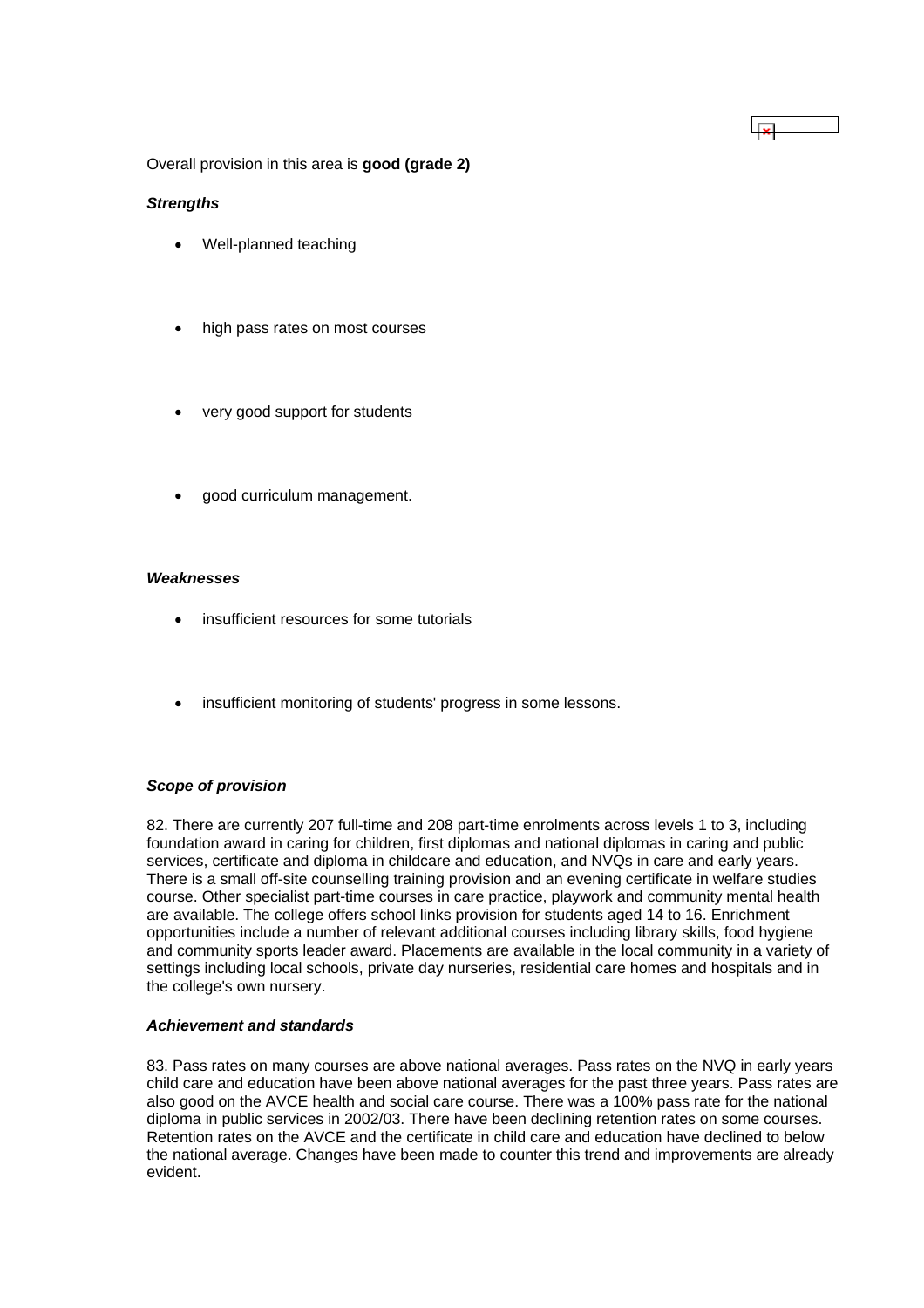Overall provision in this area is **good (grade 2)**

***Strengths***

- Well-planned teaching
- high pass rates on most courses
- very good support for students
- good curriculum management.

***Weaknesses***

- insufficient resources for some tutorials
- insufficient monitoring of students' progress in some lessons.

***Scope of provision***

82. There are currently 207 full-time and 208 part-time enrolments across levels 1 to 3, including foundation award in caring for children, first diplomas and national diplomas in caring and public services, certificate and diploma in childcare and education, and NVQs in care and early years. There is a small off-site counselling training provision and an evening certificate in welfare studies course. Other specialist part-time courses in care practice, playwork and community mental health are available. The college offers school links provision for students aged 14 to 16. Enrichment opportunities include a number of relevant additional courses including library skills, food hygiene and community sports leader award. Placements are available in the local community in a variety of settings including local schools, private day nurseries, residential care homes and hospitals and in the college's own nursery.

***Achievement and standards***

83. Pass rates on many courses are above national averages. Pass rates on the NVQ in early years child care and education have been above national averages for the past three years. Pass rates are also good on the AVCE health and social care course. There was a 100% pass rate for the national diploma in public services in 2002/03. There have been declining retention rates on some courses. Retention rates on the AVCE and the certificate in child care and education have declined to below the national average. Changes have been made to counter this trend and improvements are already evident.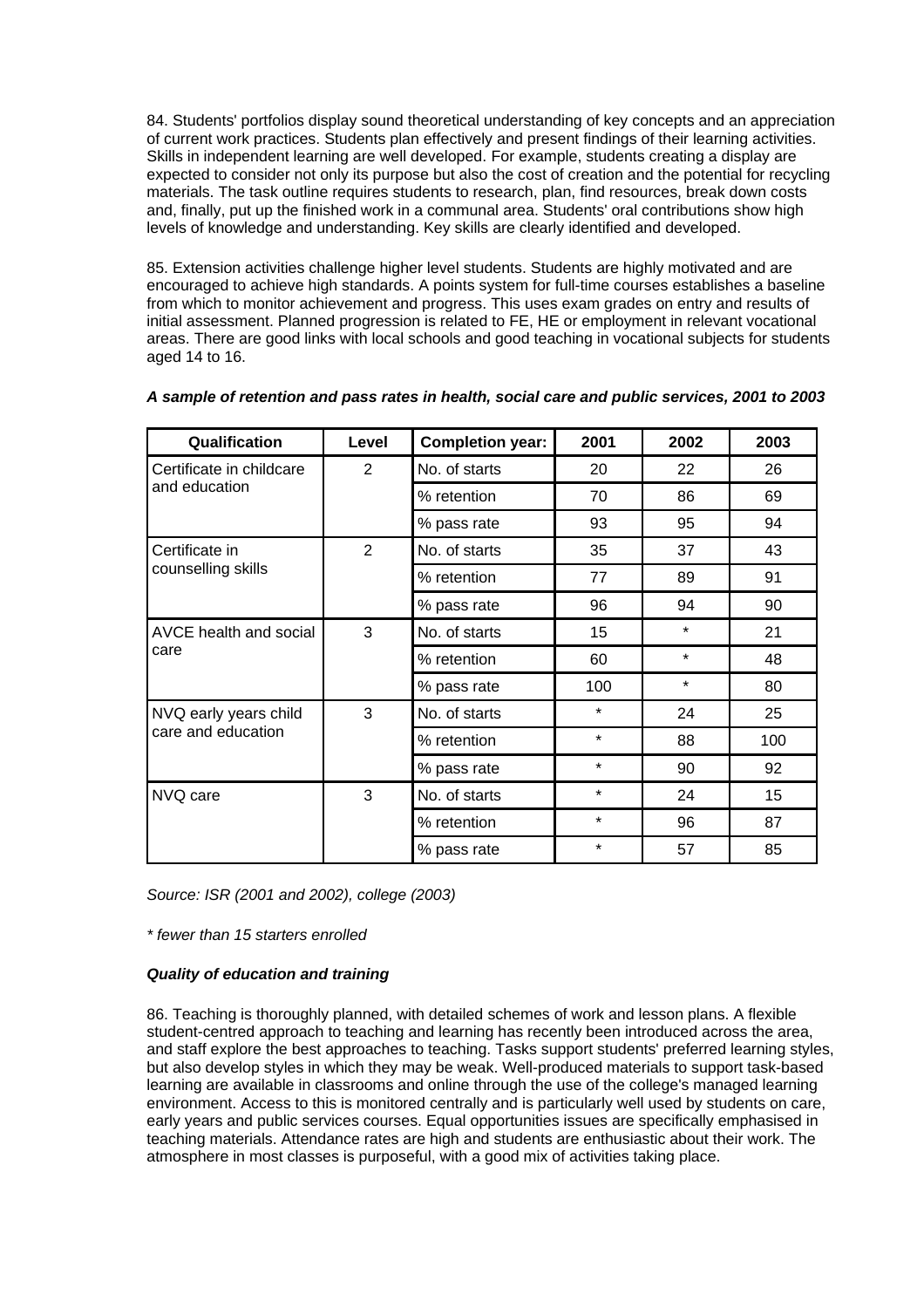84. Students' portfolios display sound theoretical understanding of key concepts and an appreciation of current work practices. Students plan effectively and present findings of their learning activities. Skills in independent learning are well developed. For example, students creating a display are expected to consider not only its purpose but also the cost of creation and the potential for recycling materials. The task outline requires students to research, plan, find resources, break down costs and, finally, put up the finished work in a communal area. Students' oral contributions show high levels of knowledge and understanding. Key skills are clearly identified and developed.

85. Extension activities challenge higher level students. Students are highly motivated and are encouraged to achieve high standards. A points system for full-time courses establishes a baseline from which to monitor achievement and progress. This uses exam grades on entry and results of initial assessment. Planned progression is related to FE, HE or employment in relevant vocational areas. There are good links with local schools and good teaching in vocational subjects for students aged 14 to 16.

***A sample of retention and pass rates in health, social care and public services, 2001 to 2003***

| Qualification | Level | Completion year: | 2001 | 2002 | 2003 |
|---|---|---|---|---|---|
| Certificate in childcare and education | 2 | No. of starts | 20 | 22 | 26 |
| | | % retention | 70 | 86 | 69 |
| | | % pass rate | 93 | 95 | 94 |
| Certificate in counselling skills | 2 | No. of starts | 35 | 37 | 43 |
| | | % retention | 77 | 89 | 91 |
| | | % pass rate | 96 | 94 | 90 |
| AVCE health and social care | 3 | No. of starts | 15 | * | 21 |
| | | % retention | 60 | * | 48 |
| | | % pass rate | 100 | * | 80 |
| NVQ early years child care and education | 3 | No. of starts | * | 24 | 25 |
| | | % retention | * | 88 | 100 |
| | | % pass rate | * | 90 | 92 |
| NVQ care | 3 | No. of starts | * | 24 | 15 |
| | | % retention | * | 96 | 87 |
| | | % pass rate | * | 57 | 85 |

*Source: ISR (2001 and 2002), college (2003)*

*\* fewer than 15 starters enrolled*

***Quality of education and training***

86. Teaching is thoroughly planned, with detailed schemes of work and lesson plans. A flexible student-centred approach to teaching and learning has recently been introduced across the area, and staff explore the best approaches to teaching. Tasks support students' preferred learning styles, but also develop styles in which they may be weak. Well-produced materials to support task-based learning are available in classrooms and online through the use of the college's managed learning environment. Access to this is monitored centrally and is particularly well used by students on care, early years and public services courses. Equal opportunities issues are specifically emphasised in teaching materials. Attendance rates are high and students are enthusiastic about their work. The atmosphere in most classes is purposeful, with a good mix of activities taking place.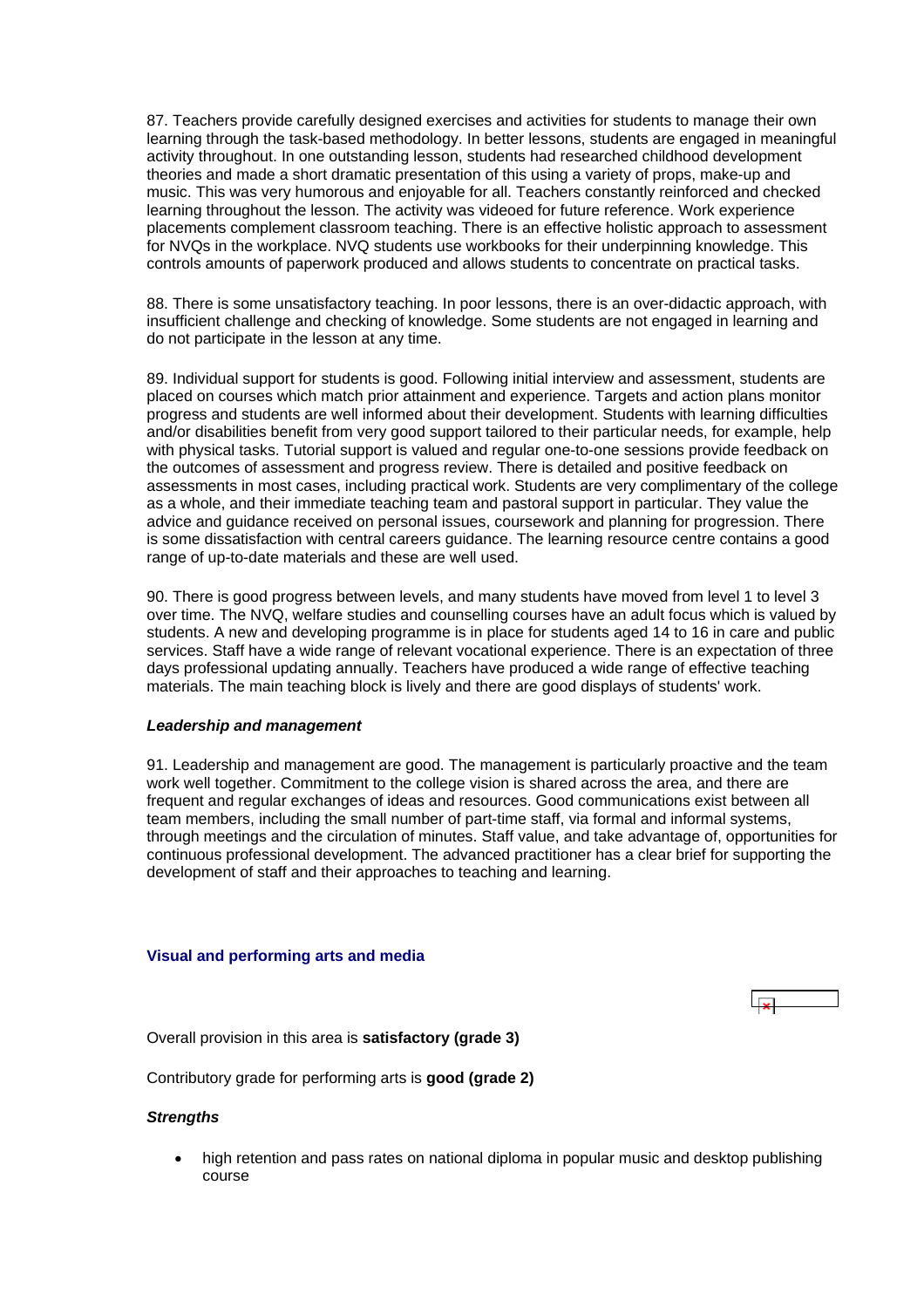87. Teachers provide carefully designed exercises and activities for students to manage their own learning through the task-based methodology. In better lessons, students are engaged in meaningful activity throughout. In one outstanding lesson, students had researched childhood development theories and made a short dramatic presentation of this using a variety of props, make-up and music. This was very humorous and enjoyable for all. Teachers constantly reinforced and checked learning throughout the lesson. The activity was videoed for future reference. Work experience placements complement classroom teaching. There is an effective holistic approach to assessment for NVQs in the workplace. NVQ students use workbooks for their underpinning knowledge. This controls amounts of paperwork produced and allows students to concentrate on practical tasks.

88. There is some unsatisfactory teaching. In poor lessons, there is an over-didactic approach, with insufficient challenge and checking of knowledge. Some students are not engaged in learning and do not participate in the lesson at any time.

89. Individual support for students is good. Following initial interview and assessment, students are placed on courses which match prior attainment and experience. Targets and action plans monitor progress and students are well informed about their development. Students with learning difficulties and/or disabilities benefit from very good support tailored to their particular needs, for example, help with physical tasks. Tutorial support is valued and regular one-to-one sessions provide feedback on the outcomes of assessment and progress review. There is detailed and positive feedback on assessments in most cases, including practical work. Students are very complimentary of the college as a whole, and their immediate teaching team and pastoral support in particular. They value the advice and guidance received on personal issues, coursework and planning for progression. There is some dissatisfaction with central careers guidance. The learning resource centre contains a good range of up-to-date materials and these are well used.

90. There is good progress between levels, and many students have moved from level 1 to level 3 over time. The NVQ, welfare studies and counselling courses have an adult focus which is valued by students. A new and developing programme is in place for students aged 14 to 16 in care and public services. Staff have a wide range of relevant vocational experience. There is an expectation of three days professional updating annually. Teachers have produced a wide range of effective teaching materials. The main teaching block is lively and there are good displays of students' work.

### *Leadership and management*

91. Leadership and management are good. The management is particularly proactive and the team work well together. Commitment to the college vision is shared across the area, and there are frequent and regular exchanges of ideas and resources. Good communications exist between all team members, including the small number of part-time staff, via formal and informal systems, through meetings and the circulation of minutes. Staff value, and take advantage of, opportunities for continuous professional development. The advanced practitioner has a clear brief for supporting the development of staff and their approaches to teaching and learning.

## Visual and performing arts and media

Overall provision in this area is **satisfactory (grade 3)**

Contributory grade for performing arts is **good (grade 2)**

### *Strengths*

- high retention and pass rates on national diploma in popular music and desktop publishing course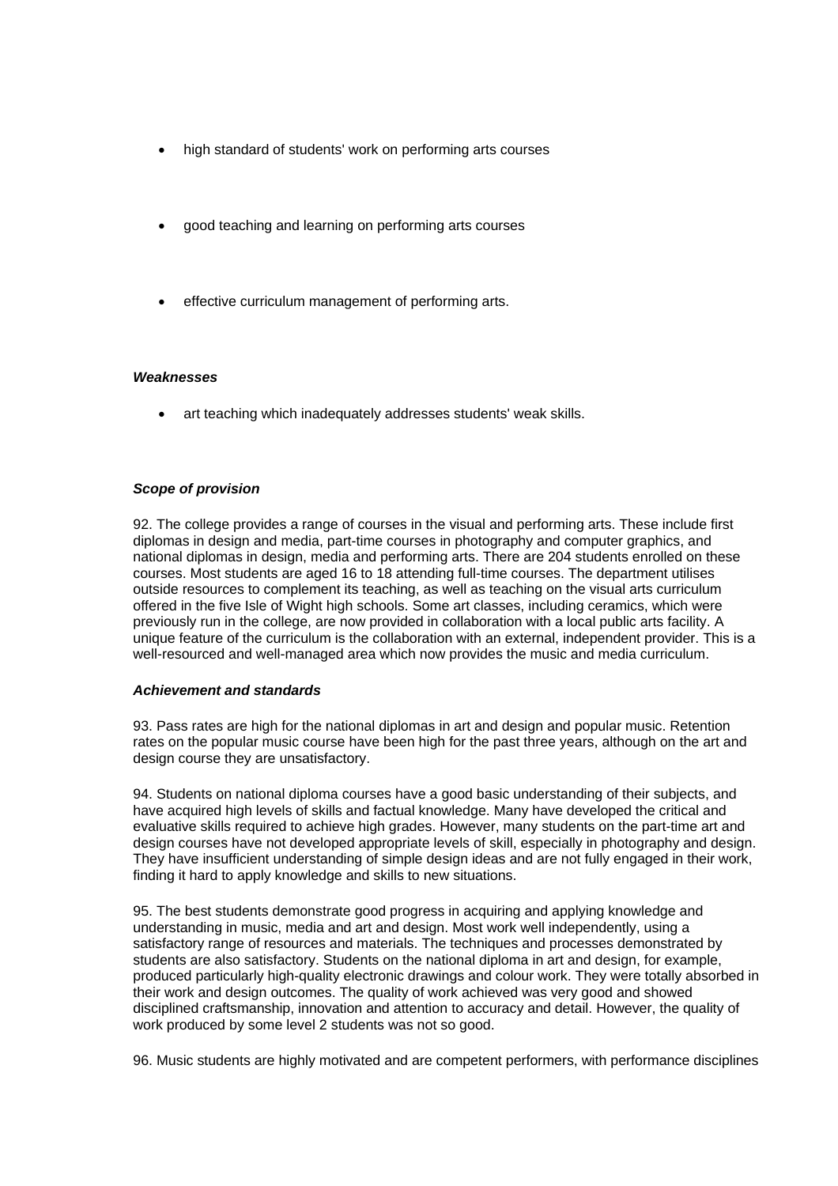- high standard of students' work on performing arts courses
- good teaching and learning on performing arts courses
- effective curriculum management of performing arts.

***Weaknesses***

- art teaching which inadequately addresses students' weak skills.

***Scope of provision***

92. The college provides a range of courses in the visual and performing arts. These include first diplomas in design and media, part-time courses in photography and computer graphics, and national diplomas in design, media and performing arts. There are 204 students enrolled on these courses. Most students are aged 16 to 18 attending full-time courses. The department utilises outside resources to complement its teaching, as well as teaching on the visual arts curriculum offered in the five Isle of Wight high schools. Some art classes, including ceramics, which were previously run in the college, are now provided in collaboration with a local public arts facility. A unique feature of the curriculum is the collaboration with an external, independent provider. This is a well-resourced and well-managed area which now provides the music and media curriculum.

***Achievement and standards***

93. Pass rates are high for the national diplomas in art and design and popular music. Retention rates on the popular music course have been high for the past three years, although on the art and design course they are unsatisfactory.

94. Students on national diploma courses have a good basic understanding of their subjects, and have acquired high levels of skills and factual knowledge. Many have developed the critical and evaluative skills required to achieve high grades. However, many students on the part-time art and design courses have not developed appropriate levels of skill, especially in photography and design. They have insufficient understanding of simple design ideas and are not fully engaged in their work, finding it hard to apply knowledge and skills to new situations.

95. The best students demonstrate good progress in acquiring and applying knowledge and understanding in music, media and art and design. Most work well independently, using a satisfactory range of resources and materials. The techniques and processes demonstrated by students are also satisfactory. Students on the national diploma in art and design, for example, produced particularly high-quality electronic drawings and colour work. They were totally absorbed in their work and design outcomes. The quality of work achieved was very good and showed disciplined craftsmanship, innovation and attention to accuracy and detail. However, the quality of work produced by some level 2 students was not so good.

96. Music students are highly motivated and are competent performers, with performance disciplines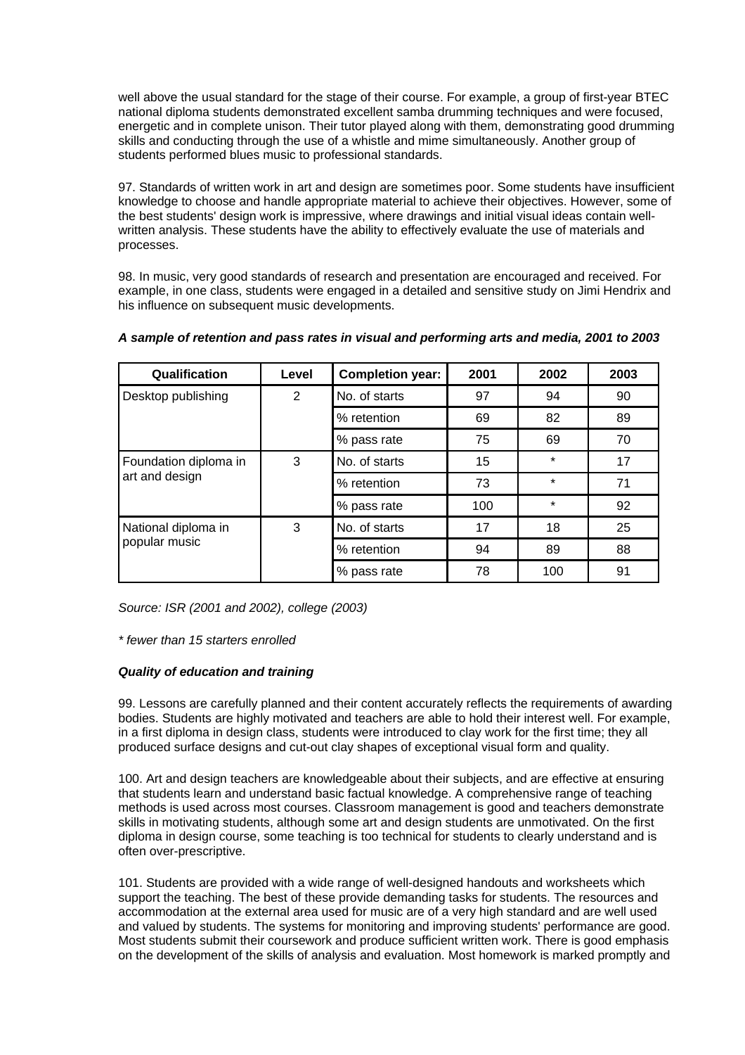well above the usual standard for the stage of their course. For example, a group of first-year BTEC national diploma students demonstrated excellent samba drumming techniques and were focused, energetic and in complete unison. Their tutor played along with them, demonstrating good drumming skills and conducting through the use of a whistle and mime simultaneously. Another group of students performed blues music to professional standards.

97. Standards of written work in art and design are sometimes poor. Some students have insufficient knowledge to choose and handle appropriate material to achieve their objectives. However, some of the best students' design work is impressive, where drawings and initial visual ideas contain well-written analysis. These students have the ability to effectively evaluate the use of materials and processes.

98. In music, very good standards of research and presentation are encouraged and received. For example, in one class, students were engaged in a detailed and sensitive study on Jimi Hendrix and his influence on subsequent music developments.

***A sample of retention and pass rates in visual and performing arts and media, 2001 to 2003***

| Qualification | Level | Completion year: | 2001 | 2002 | 2003 |
|---|---|---|---|---|---|
| Desktop publishing | 2 | No. of starts | 97 | 94 | 90 |
| | | % retention | 69 | 82 | 89 |
| | | % pass rate | 75 | 69 | 70 |
| Foundation diploma in art and design | 3 | No. of starts | 15 | * | 17 |
| | | % retention | 73 | * | 71 |
| | | % pass rate | 100 | * | 92 |
| National diploma in popular music | 3 | No. of starts | 17 | 18 | 25 |
| | | % retention | 94 | 89 | 88 |
| | | % pass rate | 78 | 100 | 91 |

*Source: ISR (2001 and 2002), college (2003)*

*\* fewer than 15 starters enrolled*

***Quality of education and training***

99. Lessons are carefully planned and their content accurately reflects the requirements of awarding bodies. Students are highly motivated and teachers are able to hold their interest well. For example, in a first diploma in design class, students were introduced to clay work for the first time; they all produced surface designs and cut-out clay shapes of exceptional visual form and quality.

100. Art and design teachers are knowledgeable about their subjects, and are effective at ensuring that students learn and understand basic factual knowledge. A comprehensive range of teaching methods is used across most courses. Classroom management is good and teachers demonstrate skills in motivating students, although some art and design students are unmotivated. On the first diploma in design course, some teaching is too technical for students to clearly understand and is often over-prescriptive.

101. Students are provided with a wide range of well-designed handouts and worksheets which support the teaching. The best of these provide demanding tasks for students. The resources and accommodation at the external area used for music are of a very high standard and are well used and valued by students. The systems for monitoring and improving students' performance are good. Most students submit their coursework and produce sufficient written work. There is good emphasis on the development of the skills of analysis and evaluation. Most homework is marked promptly and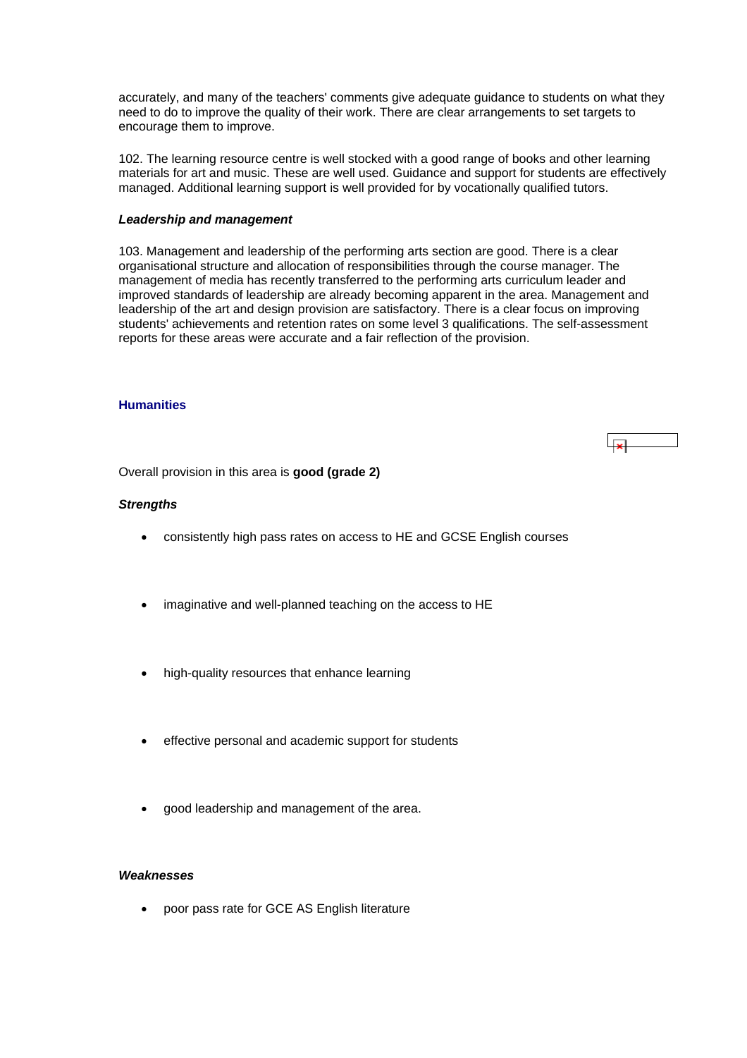accurately, and many of the teachers' comments give adequate guidance to students on what they need to do to improve the quality of their work. There are clear arrangements to set targets to encourage them to improve.

102. The learning resource centre is well stocked with a good range of books and other learning materials for art and music. These are well used. Guidance and support for students are effectively managed. Additional learning support is well provided for by vocationally qualified tutors.

***Leadership and management***

103. Management and leadership of the performing arts section are good. There is a clear organisational structure and allocation of responsibilities through the course manager. The management of media has recently transferred to the performing arts curriculum leader and improved standards of leadership are already becoming apparent in the area. Management and leadership of the art and design provision are satisfactory. There is a clear focus on improving students' achievements and retention rates on some level 3 qualifications. The self-assessment reports for these areas were accurate and a fair reflection of the provision.

### Humanities

Overall provision in this area is **good (grade 2)**

***Strengths***

- consistently high pass rates on access to HE and GCSE English courses
- imaginative and well-planned teaching on the access to HE
- high-quality resources that enhance learning
- effective personal and academic support for students
- good leadership and management of the area.

***Weaknesses***

- poor pass rate for GCE AS English literature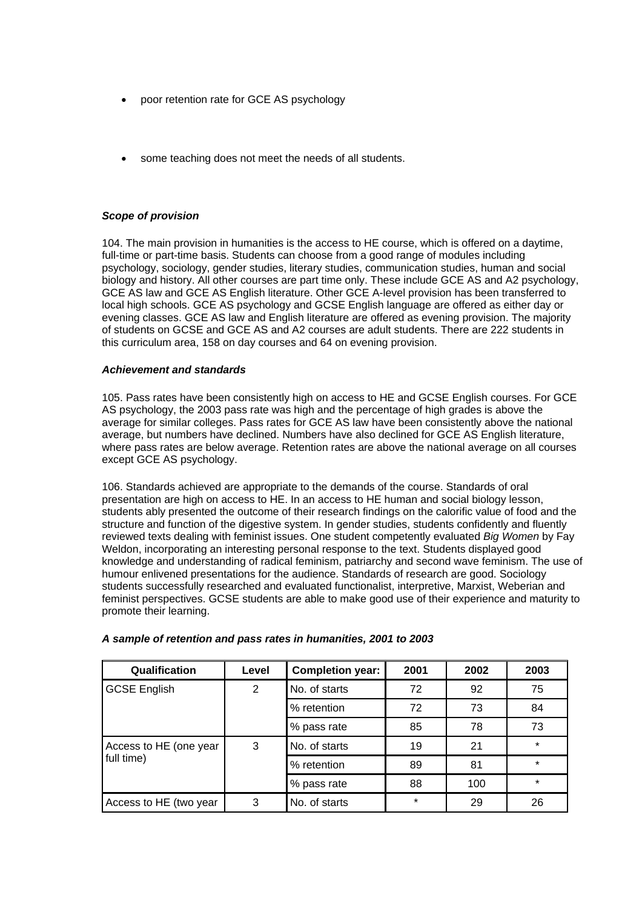- poor retention rate for GCE AS psychology

- some teaching does not meet the needs of all students.

***Scope of provision***

104. The main provision in humanities is the access to HE course, which is offered on a daytime, full-time or part-time basis. Students can choose from a good range of modules including psychology, sociology, gender studies, literary studies, communication studies, human and social biology and history. All other courses are part time only. These include GCE AS and A2 psychology, GCE AS law and GCE AS English literature. Other GCE A-level provision has been transferred to local high schools. GCE AS psychology and GCSE English language are offered as either day or evening classes. GCE AS law and English literature are offered as evening provision. The majority of students on GCSE and GCE AS and A2 courses are adult students. There are 222 students in this curriculum area, 158 on day courses and 64 on evening provision.

***Achievement and standards***

105. Pass rates have been consistently high on access to HE and GCSE English courses. For GCE AS psychology, the 2003 pass rate was high and the percentage of high grades is above the average for similar colleges. Pass rates for GCE AS law have been consistently above the national average, but numbers have declined. Numbers have also declined for GCE AS English literature, where pass rates are below average. Retention rates are above the national average on all courses except GCE AS psychology.

106. Standards achieved are appropriate to the demands of the course. Standards of oral presentation are high on access to HE. In an access to HE human and social biology lesson, students ably presented the outcome of their research findings on the calorific value of food and the structure and function of the digestive system. In gender studies, students confidently and fluently reviewed texts dealing with feminist issues. One student competently evaluated *Big Women* by Fay Weldon, incorporating an interesting personal response to the text. Students displayed good knowledge and understanding of radical feminism, patriarchy and second wave feminism. The use of humour enlivened presentations for the audience. Standards of research are good. Sociology students successfully researched and evaluated functionalist, interpretive, Marxist, Weberian and feminist perspectives. GCSE students are able to make good use of their experience and maturity to promote their learning.

***A sample of retention and pass rates in humanities, 2001 to 2003***

| Qualification | Level | Completion year: | 2001 | 2002 | 2003 |
|---|---|---|---|---|---|
| GCSE English | 2 | No. of starts | 72 | 92 | 75 |
| | | % retention | 72 | 73 | 84 |
| | | % pass rate | 85 | 78 | 73 |
| Access to HE (one year full time) | 3 | No. of starts | 19 | 21 | * |
| | | % retention | 89 | 81 | * |
| | | % pass rate | 88 | 100 | * |
| Access to HE (two year | 3 | No. of starts | * | 29 | 26 |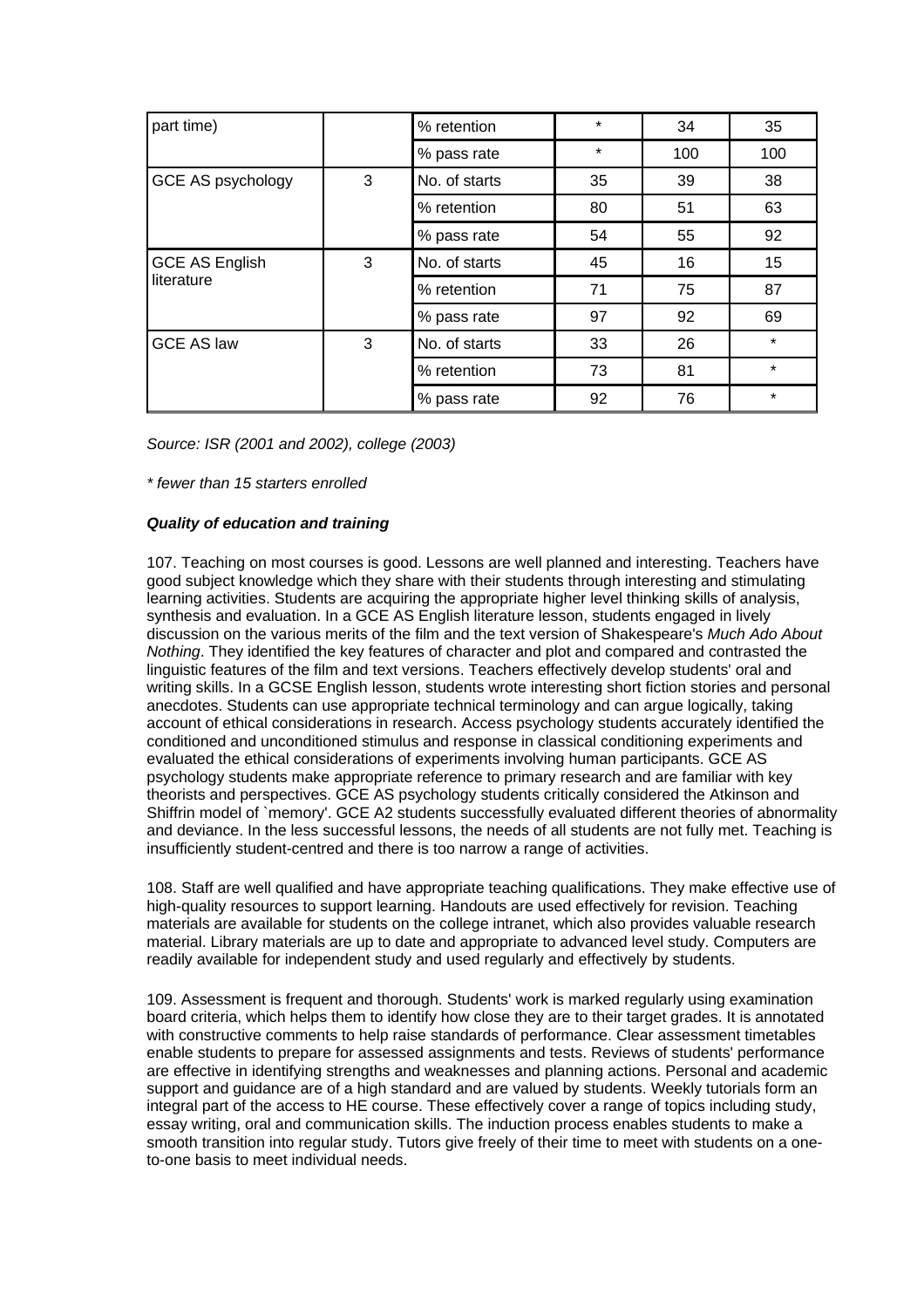| part time) | | % retention | * | 34 | 35 |
|---|---|---|---|---|---|
| | | % pass rate | * | 100 | 100 |
| GCE AS psychology | 3 | No. of starts | 35 | 39 | 38 |
| | | % retention | 80 | 51 | 63 |
| | | % pass rate | 54 | 55 | 92 |
| GCE AS English literature | 3 | No. of starts | 45 | 16 | 15 |
| | | % retention | 71 | 75 | 87 |
| | | % pass rate | 97 | 92 | 69 |
| GCE AS law | 3 | No. of starts | 33 | 26 | * |
| | | % retention | 73 | 81 | * |
| | | % pass rate | 92 | 76 | * |

*Source: ISR (2001 and 2002), college (2003)*

*\* fewer than 15 starters enrolled*

***Quality of education and training***

107. Teaching on most courses is good. Lessons are well planned and interesting. Teachers have good subject knowledge which they share with their students through interesting and stimulating learning activities. Students are acquiring the appropriate higher level thinking skills of analysis, synthesis and evaluation. In a GCE AS English literature lesson, students engaged in lively discussion on the various merits of the film and the text version of Shakespeare's *Much Ado About Nothing*. They identified the key features of character and plot and compared and contrasted the linguistic features of the film and text versions. Teachers effectively develop students' oral and writing skills. In a GCSE English lesson, students wrote interesting short fiction stories and personal anecdotes. Students can use appropriate technical terminology and can argue logically, taking account of ethical considerations in research. Access psychology students accurately identified the conditioned and unconditioned stimulus and response in classical conditioning experiments and evaluated the ethical considerations of experiments involving human participants. GCE AS psychology students make appropriate reference to primary research and are familiar with key theorists and perspectives. GCE AS psychology students critically considered the Atkinson and Shiffrin model of `memory'. GCE A2 students successfully evaluated different theories of abnormality and deviance. In the less successful lessons, the needs of all students are not fully met. Teaching is insufficiently student-centred and there is too narrow a range of activities.

108. Staff are well qualified and have appropriate teaching qualifications. They make effective use of high-quality resources to support learning. Handouts are used effectively for revision. Teaching materials are available for students on the college intranet, which also provides valuable research material. Library materials are up to date and appropriate to advanced level study. Computers are readily available for independent study and used regularly and effectively by students.

109. Assessment is frequent and thorough. Students' work is marked regularly using examination board criteria, which helps them to identify how close they are to their target grades. It is annotated with constructive comments to help raise standards of performance. Clear assessment timetables enable students to prepare for assessed assignments and tests. Reviews of students' performance are effective in identifying strengths and weaknesses and planning actions. Personal and academic support and guidance are of a high standard and are valued by students. Weekly tutorials form an integral part of the access to HE course. These effectively cover a range of topics including study, essay writing, oral and communication skills. The induction process enables students to make a smooth transition into regular study. Tutors give freely of their time to meet with students on a one-to-one basis to meet individual needs.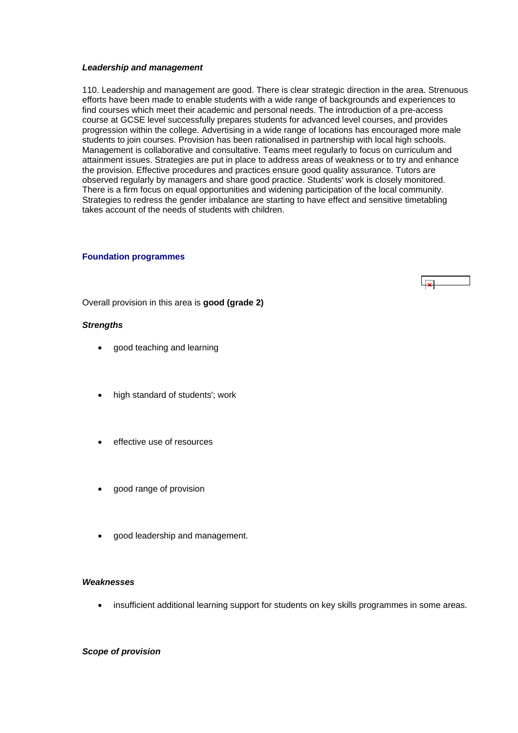*__Leadership and management__*

110. Leadership and management are good. There is clear strategic direction in the area. Strenuous efforts have been made to enable students with a wide range of backgrounds and experiences to find courses which meet their academic and personal needs. The introduction of a pre-access course at GCSE level successfully prepares students for advanced level courses, and provides progression within the college. Advertising in a wide range of locations has encouraged more male students to join courses. Provision has been rationalised in partnership with local high schools. Management is collaborative and consultative. Teams meet regularly to focus on curriculum and attainment issues. Strategies are put in place to address areas of weakness or to try and enhance the provision. Effective procedures and practices ensure good quality assurance. Tutors are observed regularly by managers and share good practice. Students' work is closely monitored. There is a firm focus on equal opportunities and widening participation of the local community. Strategies to redress the gender imbalance are starting to have effect and sensitive timetabling takes account of the needs of students with children.

## Foundation programmes

Overall provision in this area is **good (grade 2)**

*__Strengths__*

- good teaching and learning
- high standard of students'; work
- effective use of resources
- good range of provision
- good leadership and management.

*__Weaknesses__*

- insufficient additional learning support for students on key skills programmes in some areas.

*__Scope of provision__*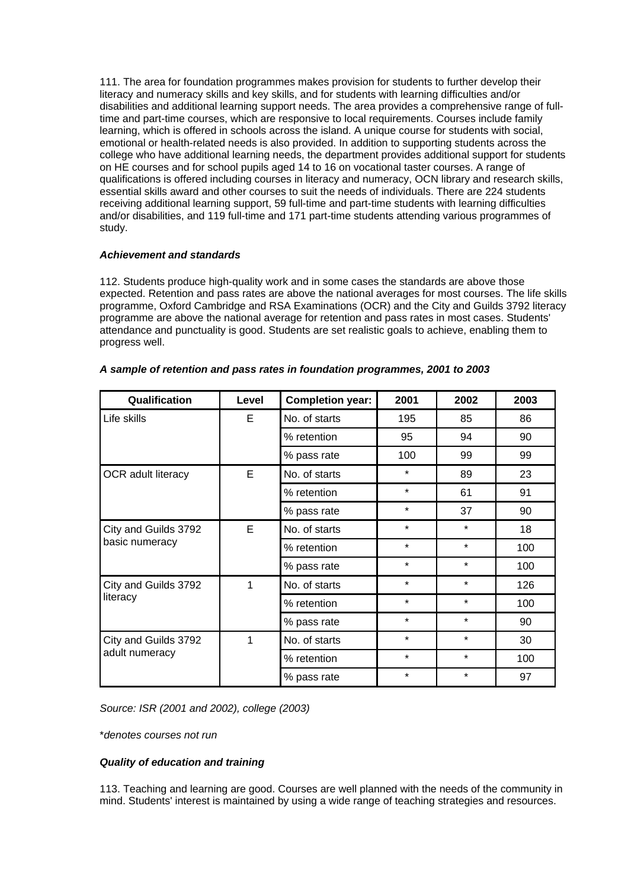111. The area for foundation programmes makes provision for students to further develop their literacy and numeracy skills and key skills, and for students with learning difficulties and/or disabilities and additional learning support needs. The area provides a comprehensive range of full-time and part-time courses, which are responsive to local requirements. Courses include family learning, which is offered in schools across the island. A unique course for students with social, emotional or health-related needs is also provided. In addition to supporting students across the college who have additional learning needs, the department provides additional support for students on HE courses and for school pupils aged 14 to 16 on vocational taster courses. A range of qualifications is offered including courses in literacy and numeracy, OCN library and research skills, essential skills award and other courses to suit the needs of individuals. There are 224 students receiving additional learning support, 59 full-time and part-time students with learning difficulties and/or disabilities, and 119 full-time and 171 part-time students attending various programmes of study.

***Achievement and standards***

112. Students produce high-quality work and in some cases the standards are above those expected. Retention and pass rates are above the national averages for most courses. The life skills programme, Oxford Cambridge and RSA Examinations (OCR) and the City and Guilds 3792 literacy programme are above the national average for retention and pass rates in most cases. Students' attendance and punctuality is good. Students are set realistic goals to achieve, enabling them to progress well.

***A sample of retention and pass rates in foundation programmes, 2001 to 2003***

| Qualification | Level | Completion year: | 2001 | 2002 | 2003 |
|---|---|---|---|---|---|
| Life skills | E | No. of starts | 195 | 85 | 86 |
| | | % retention | 95 | 94 | 90 |
| | | % pass rate | 100 | 99 | 99 |
| OCR adult literacy | E | No. of starts | * | 89 | 23 |
| | | % retention | * | 61 | 91 |
| | | % pass rate | * | 37 | 90 |
| City and Guilds 3792 basic numeracy | E | No. of starts | * | * | 18 |
| | | % retention | * | * | 100 |
| | | % pass rate | * | * | 100 |
| City and Guilds 3792 literacy | 1 | No. of starts | * | * | 126 |
| | | % retention | * | * | 100 |
| | | % pass rate | * | * | 90 |
| City and Guilds 3792 adult numeracy | 1 | No. of starts | * | * | 30 |
| | | % retention | * | * | 100 |
| | | % pass rate | * | * | 97 |

*Source: ISR (2001 and 2002), college (2003)*

*\*denotes courses not run*

***Quality of education and training***

113. Teaching and learning are good. Courses are well planned with the needs of the community in mind. Students' interest is maintained by using a wide range of teaching strategies and resources.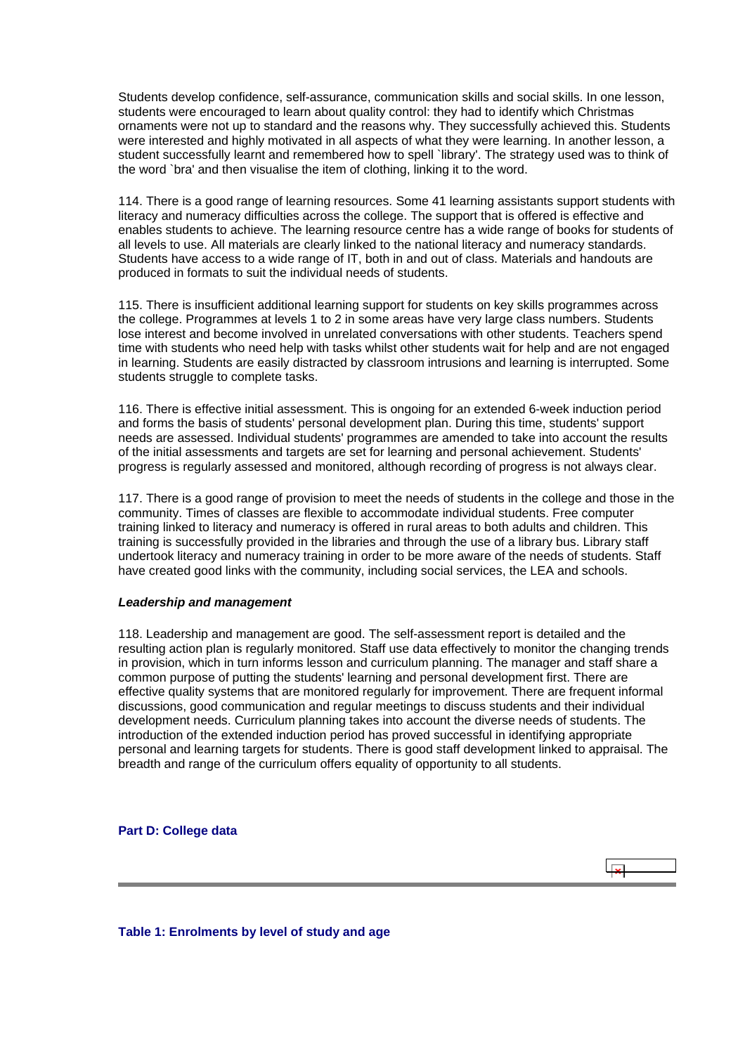Students develop confidence, self-assurance, communication skills and social skills. In one lesson, students were encouraged to learn about quality control: they had to identify which Christmas ornaments were not up to standard and the reasons why. They successfully achieved this. Students were interested and highly motivated in all aspects of what they were learning. In another lesson, a student successfully learnt and remembered how to spell `library'. The strategy used was to think of the word `bra' and then visualise the item of clothing, linking it to the word.

114. There is a good range of learning resources. Some 41 learning assistants support students with literacy and numeracy difficulties across the college. The support that is offered is effective and enables students to achieve. The learning resource centre has a wide range of books for students of all levels to use. All materials are clearly linked to the national literacy and numeracy standards. Students have access to a wide range of IT, both in and out of class. Materials and handouts are produced in formats to suit the individual needs of students.

115. There is insufficient additional learning support for students on key skills programmes across the college. Programmes at levels 1 to 2 in some areas have very large class numbers. Students lose interest and become involved in unrelated conversations with other students. Teachers spend time with students who need help with tasks whilst other students wait for help and are not engaged in learning. Students are easily distracted by classroom intrusions and learning is interrupted. Some students struggle to complete tasks.

116. There is effective initial assessment. This is ongoing for an extended 6-week induction period and forms the basis of students' personal development plan. During this time, students' support needs are assessed. Individual students' programmes are amended to take into account the results of the initial assessments and targets are set for learning and personal achievement. Students' progress is regularly assessed and monitored, although recording of progress is not always clear.

117. There is a good range of provision to meet the needs of students in the college and those in the community. Times of classes are flexible to accommodate individual students. Free computer training linked to literacy and numeracy is offered in rural areas to both adults and children. This training is successfully provided in the libraries and through the use of a library bus. Library staff undertook literacy and numeracy training in order to be more aware of the needs of students. Staff have created good links with the community, including social services, the LEA and schools.

***Leadership and management***

118. Leadership and management are good. The self-assessment report is detailed and the resulting action plan is regularly monitored. Staff use data effectively to monitor the changing trends in provision, which in turn informs lesson and curriculum planning. The manager and staff share a common purpose of putting the students' learning and personal development first. There are effective quality systems that are monitored regularly for improvement. There are frequent informal discussions, good communication and regular meetings to discuss students and their individual development needs. Curriculum planning takes into account the diverse needs of students. The introduction of the extended induction period has proved successful in identifying appropriate personal and learning targets for students. There is good staff development linked to appraisal. The breadth and range of the curriculum offers equality of opportunity to all students.

## Part D: College data

### Table 1: Enrolments by level of study and age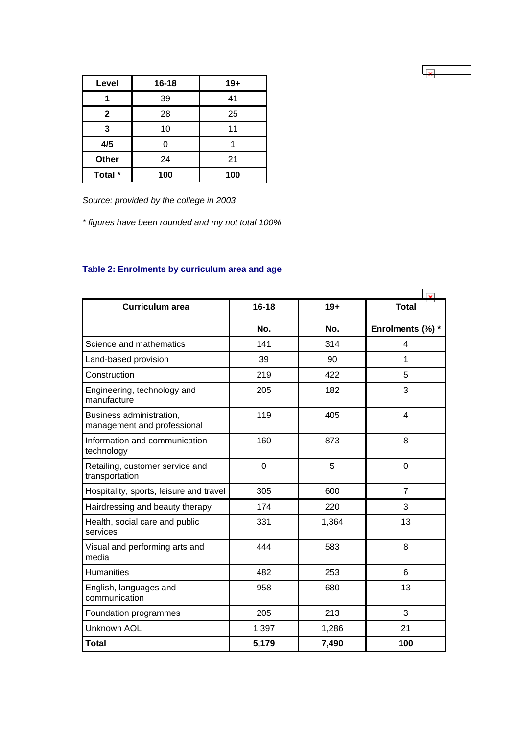| Level | 16-18 | 19+ |
|---|---|---|
| **1** | 39 | 41 |
| **2** | 28 | 25 |
| **3** | 10 | 11 |
| **4/5** | 0 | 1 |
| **Other** | 24 | 21 |
| **Total *** | **100** | **100** |

*Source: provided by the college in 2003*

** figures have been rounded and my not total 100%*

### Table 2: Enrolments by curriculum area and age

| Curriculum area | 16-18<br>No. | 19+<br>No. | Total<br>Enrolments (%) * |
|---|---|---|---|
| Science and mathematics | 141 | 314 | 4 |
| Land-based provision | 39 | 90 | 1 |
| Construction | 219 | 422 | 5 |
| Engineering, technology and manufacture | 205 | 182 | 3 |
| Business administration, management and professional | 119 | 405 | 4 |
| Information and communication technology | 160 | 873 | 8 |
| Retailing, customer service and transportation | 0 | 5 | 0 |
| Hospitality, sports, leisure and travel | 305 | 600 | 7 |
| Hairdressing and beauty therapy | 174 | 220 | 3 |
| Health, social care and public services | 331 | 1,364 | 13 |
| Visual and performing arts and media | 444 | 583 | 8 |
| Humanities | 482 | 253 | 6 |
| English, languages and communication | 958 | 680 | 13 |
| Foundation programmes | 205 | 213 | 3 |
| Unknown AOL | 1,397 | 1,286 | 21 |
| **Total** | **5,179** | **7,490** | **100** |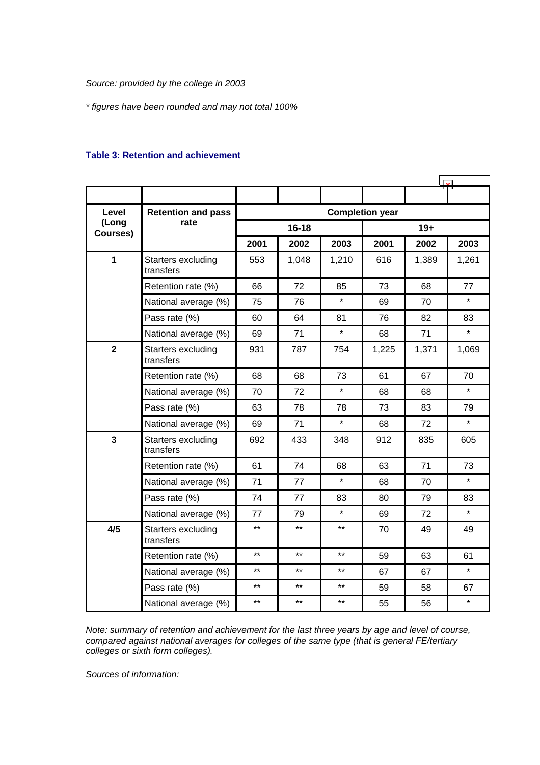*Source: provided by the college in 2003*

*\* figures have been rounded and may not total 100%*

**Table 3: Retention and achievement**

| Level (Long Courses) | Retention and pass rate | Completion year | | | | | |
|---|---|---|---|---|---|---|---|
| | | 16-18 | | | 19+ | | |
| | | 2001 | 2002 | 2003 | 2001 | 2002 | 2003 |
| 1 | Starters excluding transfers | 553 | 1,048 | 1,210 | 616 | 1,389 | 1,261 |
| | Retention rate (%) | 66 | 72 | 85 | 73 | 68 | 77 |
| | National average (%) | 75 | 76 | * | 69 | 70 | * |
| | Pass rate (%) | 60 | 64 | 81 | 76 | 82 | 83 |
| | National average (%) | 69 | 71 | * | 68 | 71 | * |
| 2 | Starters excluding transfers | 931 | 787 | 754 | 1,225 | 1,371 | 1,069 |
| | Retention rate (%) | 68 | 68 | 73 | 61 | 67 | 70 |
| | National average (%) | 70 | 72 | * | 68 | 68 | * |
| | Pass rate (%) | 63 | 78 | 78 | 73 | 83 | 79 |
| | National average (%) | 69 | 71 | * | 68 | 72 | * |
| 3 | Starters excluding transfers | 692 | 433 | 348 | 912 | 835 | 605 |
| | Retention rate (%) | 61 | 74 | 68 | 63 | 71 | 73 |
| | National average (%) | 71 | 77 | * | 68 | 70 | * |
| | Pass rate (%) | 74 | 77 | 83 | 80 | 79 | 83 |
| | National average (%) | 77 | 79 | * | 69 | 72 | * |
| 4/5 | Starters excluding transfers | ** | ** | ** | 70 | 49 | 49 |
| | Retention rate (%) | ** | ** | ** | 59 | 63 | 61 |
| | National average (%) | ** | ** | ** | 67 | 67 | * |
| | Pass rate (%) | ** | ** | ** | 59 | 58 | 67 |
| | National average (%) | ** | ** | ** | 55 | 56 | * |

*Note: summary of retention and achievement for the last three years by age and level of course, compared against national averages for colleges of the same type (that is general FE/tertiary colleges or sixth form colleges).*

*Sources of information:*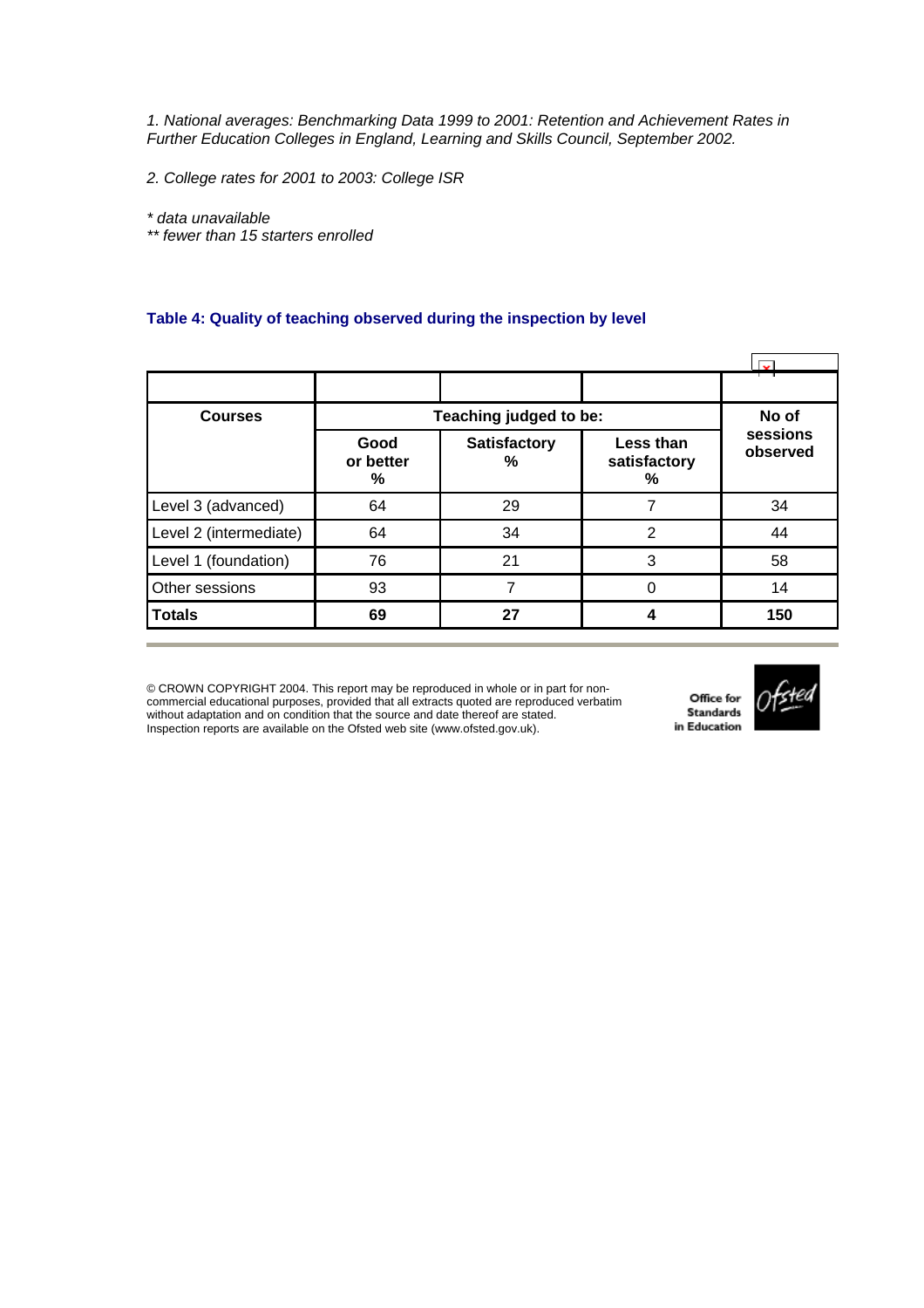*1. National averages: Benchmarking Data 1999 to 2001: Retention and Achievement Rates in Further Education Colleges in England, Learning and Skills Council, September 2002.*

*2. College rates for 2001 to 2003: College ISR*

*\* data unavailable*
*\*\* fewer than 15 starters enrolled*

### Table 4: Quality of teaching observed during the inspection by level

| Courses | Teaching judged to be: | | | No of sessions observed |
|---|---|---|---|---|
| | Good or better % | Satisfactory % | Less than satisfactory % | |
| Level 3 (advanced) | 64 | 29 | 7 | 34 |
| Level 2 (intermediate) | 64 | 34 | 2 | 44 |
| Level 1 (foundation) | 76 | 21 | 3 | 58 |
| Other sessions | 93 | 7 | 0 | 14 |
| **Totals** | **69** | **27** | **4** | **150** |

© CROWN COPYRIGHT 2004. This report may be reproduced in whole or in part for non-commercial educational purposes, provided that all extracts quoted are reproduced verbatim without adaptation and on condition that the source and date thereof are stated.
Inspection reports are available on the Ofsted web site (www.ofsted.gov.uk).

Office for Standards in Education